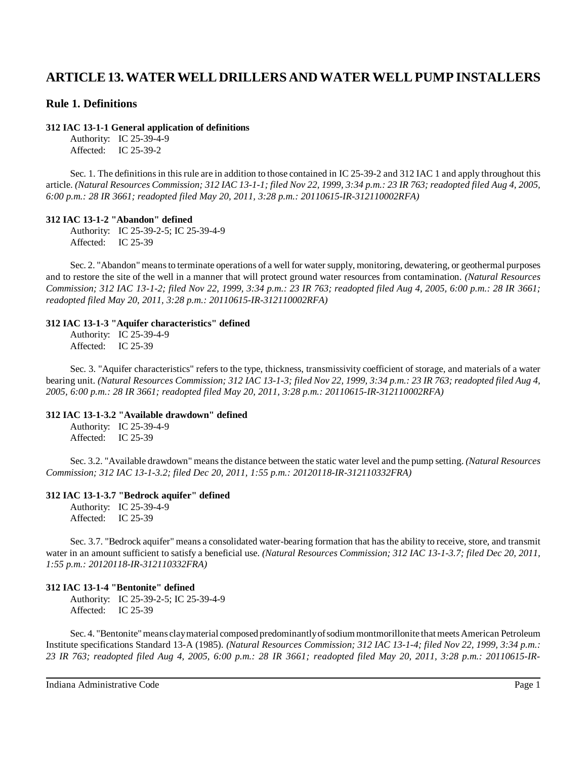# ARTICLE 13. WATER WELL DRILLERS AND WATER WELL PUMP INSTALLERS

## Rule 1. Definitions

**312 IAC 13-1-1 General application of definitions**

Authority: IC 25-39-4-9
Affected: IC 25-39-2

Sec. 1. The definitions in this rule are in addition to those contained in IC 25-39-2 and 312 IAC 1 and apply throughout this article. *(Natural Resources Commission; 312 IAC 13-1-1; filed Nov 22, 1999, 3:34 p.m.: 23 IR 763; readopted filed Aug 4, 2005, 6:00 p.m.: 28 IR 3661; readopted filed May 20, 2011, 3:28 p.m.: 20110615-IR-312110002RFA)*

**312 IAC 13-1-2 "Abandon" defined**

Authority: IC 25-39-2-5; IC 25-39-4-9
Affected: IC 25-39

Sec. 2. "Abandon" means to terminate operations of a well for water supply, monitoring, dewatering, or geothermal purposes and to restore the site of the well in a manner that will protect ground water resources from contamination. *(Natural Resources Commission; 312 IAC 13-1-2; filed Nov 22, 1999, 3:34 p.m.: 23 IR 763; readopted filed Aug 4, 2005, 6:00 p.m.: 28 IR 3661; readopted filed May 20, 2011, 3:28 p.m.: 20110615-IR-312110002RFA)*

**312 IAC 13-1-3 "Aquifer characteristics" defined**

Authority: IC 25-39-4-9
Affected: IC 25-39

Sec. 3. "Aquifer characteristics" refers to the type, thickness, transmissivity coefficient of storage, and materials of a water bearing unit. *(Natural Resources Commission; 312 IAC 13-1-3; filed Nov 22, 1999, 3:34 p.m.: 23 IR 763; readopted filed Aug 4, 2005, 6:00 p.m.: 28 IR 3661; readopted filed May 20, 2011, 3:28 p.m.: 20110615-IR-312110002RFA)*

**312 IAC 13-1-3.2 "Available drawdown" defined**

Authority: IC 25-39-4-9
Affected: IC 25-39

Sec. 3.2. "Available drawdown" means the distance between the static water level and the pump setting. *(Natural Resources Commission; 312 IAC 13-1-3.2; filed Dec 20, 2011, 1:55 p.m.: 20120118-IR-312110332FRA)*

**312 IAC 13-1-3.7 "Bedrock aquifer" defined**

Authority: IC 25-39-4-9
Affected: IC 25-39

Sec. 3.7. "Bedrock aquifer" means a consolidated water-bearing formation that has the ability to receive, store, and transmit water in an amount sufficient to satisfy a beneficial use. *(Natural Resources Commission; 312 IAC 13-1-3.7; filed Dec 20, 2011, 1:55 p.m.: 20120118-IR-312110332FRA)*

**312 IAC 13-1-4 "Bentonite" defined**

Authority: IC 25-39-2-5; IC 25-39-4-9
Affected: IC 25-39

Sec. 4. "Bentonite" means clay material composed predominantly of sodium montmorillonite that meets American Petroleum Institute specifications Standard 13-A (1985). *(Natural Resources Commission; 312 IAC 13-1-4; filed Nov 22, 1999, 3:34 p.m.: 23 IR 763; readopted filed Aug 4, 2005, 6:00 p.m.: 28 IR 3661; readopted filed May 20, 2011, 3:28 p.m.: 20110615-IR-*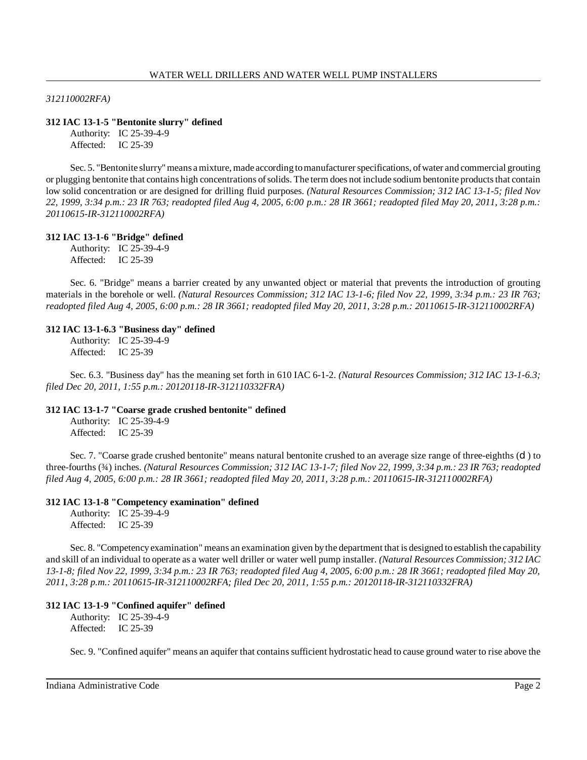*312110002RFA)*

**312 IAC 13-1-5 "Bentonite slurry" defined**

Authority: IC 25-39-4-9
Affected: IC 25-39

Sec. 5. "Bentonite slurry" means a mixture, made according to manufacturer specifications, of water and commercial grouting or plugging bentonite that contains high concentrations of solids. The term does not include sodium bentonite products that contain low solid concentration or are designed for drilling fluid purposes. *(Natural Resources Commission; 312 IAC 13-1-5; filed Nov 22, 1999, 3:34 p.m.: 23 IR 763; readopted filed Aug 4, 2005, 6:00 p.m.: 28 IR 3661; readopted filed May 20, 2011, 3:28 p.m.: 20110615-IR-312110002RFA)*

**312 IAC 13-1-6 "Bridge" defined**

Authority: IC 25-39-4-9
Affected: IC 25-39

Sec. 6. "Bridge" means a barrier created by any unwanted object or material that prevents the introduction of grouting materials in the borehole or well. *(Natural Resources Commission; 312 IAC 13-1-6; filed Nov 22, 1999, 3:34 p.m.: 23 IR 763; readopted filed Aug 4, 2005, 6:00 p.m.: 28 IR 3661; readopted filed May 20, 2011, 3:28 p.m.: 20110615-IR-312110002RFA)*

**312 IAC 13-1-6.3 "Business day" defined**

Authority: IC 25-39-4-9
Affected: IC 25-39

Sec. 6.3. "Business day" has the meaning set forth in 610 IAC 6-1-2. *(Natural Resources Commission; 312 IAC 13-1-6.3; filed Dec 20, 2011, 1:55 p.m.: 20120118-IR-312110332FRA)*

**312 IAC 13-1-7 "Coarse grade crushed bentonite" defined**

Authority: IC 25-39-4-9
Affected: IC 25-39

Sec. 7. "Coarse grade crushed bentonite" means natural bentonite crushed to an average size range of three-eighths (d) to three-fourths (¾) inches. *(Natural Resources Commission; 312 IAC 13-1-7; filed Nov 22, 1999, 3:34 p.m.: 23 IR 763; readopted filed Aug 4, 2005, 6:00 p.m.: 28 IR 3661; readopted filed May 20, 2011, 3:28 p.m.: 20110615-IR-312110002RFA)*

**312 IAC 13-1-8 "Competency examination" defined**

Authority: IC 25-39-4-9
Affected: IC 25-39

Sec. 8. "Competency examination" means an examination given by the department that is designed to establish the capability and skill of an individual to operate as a water well driller or water well pump installer. *(Natural Resources Commission; 312 IAC 13-1-8; filed Nov 22, 1999, 3:34 p.m.: 23 IR 763; readopted filed Aug 4, 2005, 6:00 p.m.: 28 IR 3661; readopted filed May 20, 2011, 3:28 p.m.: 20110615-IR-312110002RFA; filed Dec 20, 2011, 1:55 p.m.: 20120118-IR-312110332FRA)*

**312 IAC 13-1-9 "Confined aquifer" defined**

Authority: IC 25-39-4-9
Affected: IC 25-39

Sec. 9. "Confined aquifer" means an aquifer that contains sufficient hydrostatic head to cause ground water to rise above the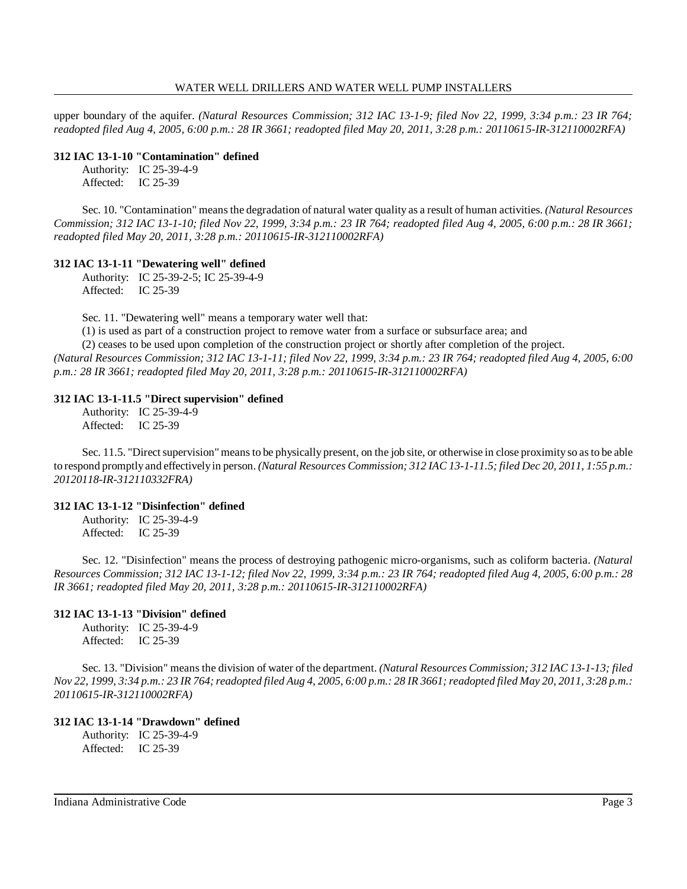upper boundary of the aquifer. *(Natural Resources Commission; 312 IAC 13-1-9; filed Nov 22, 1999, 3:34 p.m.: 23 IR 764; readopted filed Aug 4, 2005, 6:00 p.m.: 28 IR 3661; readopted filed May 20, 2011, 3:28 p.m.: 20110615-IR-312110002RFA)*

**312 IAC 13-1-10 "Contamination" defined**

Authority: IC 25-39-4-9
Affected: IC 25-39

Sec. 10. "Contamination" means the degradation of natural water quality as a result of human activities. *(Natural Resources Commission; 312 IAC 13-1-10; filed Nov 22, 1999, 3:34 p.m.: 23 IR 764; readopted filed Aug 4, 2005, 6:00 p.m.: 28 IR 3661; readopted filed May 20, 2011, 3:28 p.m.: 20110615-IR-312110002RFA)*

**312 IAC 13-1-11 "Dewatering well" defined**

Authority: IC 25-39-2-5; IC 25-39-4-9
Affected: IC 25-39

Sec. 11. "Dewatering well" means a temporary water well that:

(1) is used as part of a construction project to remove water from a surface or subsurface area; and

(2) ceases to be used upon completion of the construction project or shortly after completion of the project.

*(Natural Resources Commission; 312 IAC 13-1-11; filed Nov 22, 1999, 3:34 p.m.: 23 IR 764; readopted filed Aug 4, 2005, 6:00 p.m.: 28 IR 3661; readopted filed May 20, 2011, 3:28 p.m.: 20110615-IR-312110002RFA)*

**312 IAC 13-1-11.5 "Direct supervision" defined**

Authority: IC 25-39-4-9
Affected: IC 25-39

Sec. 11.5. "Direct supervision" means to be physically present, on the job site, or otherwise in close proximity so as to be able to respond promptly and effectively in person. *(Natural Resources Commission; 312 IAC 13-1-11.5; filed Dec 20, 2011, 1:55 p.m.: 20120118-IR-312110332FRA)*

**312 IAC 13-1-12 "Disinfection" defined**

Authority: IC 25-39-4-9
Affected: IC 25-39

Sec. 12. "Disinfection" means the process of destroying pathogenic micro-organisms, such as coliform bacteria. *(Natural Resources Commission; 312 IAC 13-1-12; filed Nov 22, 1999, 3:34 p.m.: 23 IR 764; readopted filed Aug 4, 2005, 6:00 p.m.: 28 IR 3661; readopted filed May 20, 2011, 3:28 p.m.: 20110615-IR-312110002RFA)*

**312 IAC 13-1-13 "Division" defined**

Authority: IC 25-39-4-9
Affected: IC 25-39

Sec. 13. "Division" means the division of water of the department. *(Natural Resources Commission; 312 IAC 13-1-13; filed Nov 22, 1999, 3:34 p.m.: 23 IR 764; readopted filed Aug 4, 2005, 6:00 p.m.: 28 IR 3661; readopted filed May 20, 2011, 3:28 p.m.: 20110615-IR-312110002RFA)*

**312 IAC 13-1-14 "Drawdown" defined**

Authority: IC 25-39-4-9
Affected: IC 25-39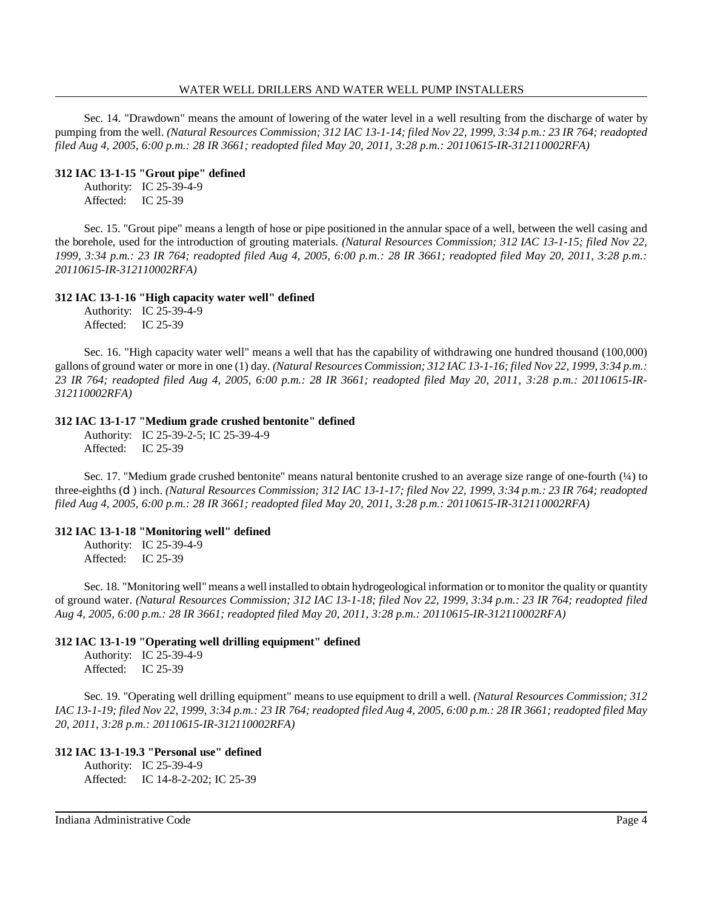Sec. 14. "Drawdown" means the amount of lowering of the water level in a well resulting from the discharge of water by pumping from the well. *(Natural Resources Commission; 312 IAC 13-1-14; filed Nov 22, 1999, 3:34 p.m.: 23 IR 764; readopted filed Aug 4, 2005, 6:00 p.m.: 28 IR 3661; readopted filed May 20, 2011, 3:28 p.m.: 20110615-IR-312110002RFA)*

**312 IAC 13-1-15 "Grout pipe" defined**

Authority: IC 25-39-4-9
Affected: IC 25-39

Sec. 15. "Grout pipe" means a length of hose or pipe positioned in the annular space of a well, between the well casing and the borehole, used for the introduction of grouting materials. *(Natural Resources Commission; 312 IAC 13-1-15; filed Nov 22, 1999, 3:34 p.m.: 23 IR 764; readopted filed Aug 4, 2005, 6:00 p.m.: 28 IR 3661; readopted filed May 20, 2011, 3:28 p.m.: 20110615-IR-312110002RFA)*

**312 IAC 13-1-16 "High capacity water well" defined**

Authority: IC 25-39-4-9
Affected: IC 25-39

Sec. 16. "High capacity water well" means a well that has the capability of withdrawing one hundred thousand (100,000) gallons of ground water or more in one (1) day. *(Natural Resources Commission; 312 IAC 13-1-16; filed Nov 22, 1999, 3:34 p.m.: 23 IR 764; readopted filed Aug 4, 2005, 6:00 p.m.: 28 IR 3661; readopted filed May 20, 2011, 3:28 p.m.: 20110615-IR-312110002RFA)*

**312 IAC 13-1-17 "Medium grade crushed bentonite" defined**

Authority: IC 25-39-2-5; IC 25-39-4-9
Affected: IC 25-39

Sec. 17. "Medium grade crushed bentonite" means natural bentonite crushed to an average size range of one-fourth (¼) to three-eighths (d ) inch. *(Natural Resources Commission; 312 IAC 13-1-17; filed Nov 22, 1999, 3:34 p.m.: 23 IR 764; readopted filed Aug 4, 2005, 6:00 p.m.: 28 IR 3661; readopted filed May 20, 2011, 3:28 p.m.: 20110615-IR-312110002RFA)*

**312 IAC 13-1-18 "Monitoring well" defined**

Authority: IC 25-39-4-9
Affected: IC 25-39

Sec. 18. "Monitoring well" means a well installed to obtain hydrogeological information or to monitor the quality or quantity of ground water. *(Natural Resources Commission; 312 IAC 13-1-18; filed Nov 22, 1999, 3:34 p.m.: 23 IR 764; readopted filed Aug 4, 2005, 6:00 p.m.: 28 IR 3661; readopted filed May 20, 2011, 3:28 p.m.: 20110615-IR-312110002RFA)*

**312 IAC 13-1-19 "Operating well drilling equipment" defined**

Authority: IC 25-39-4-9
Affected: IC 25-39

Sec. 19. "Operating well drilling equipment" means to use equipment to drill a well. *(Natural Resources Commission; 312 IAC 13-1-19; filed Nov 22, 1999, 3:34 p.m.: 23 IR 764; readopted filed Aug 4, 2005, 6:00 p.m.: 28 IR 3661; readopted filed May 20, 2011, 3:28 p.m.: 20110615-IR-312110002RFA)*

**312 IAC 13-1-19.3 "Personal use" defined**

Authority: IC 25-39-4-9
Affected: IC 14-8-2-202; IC 25-39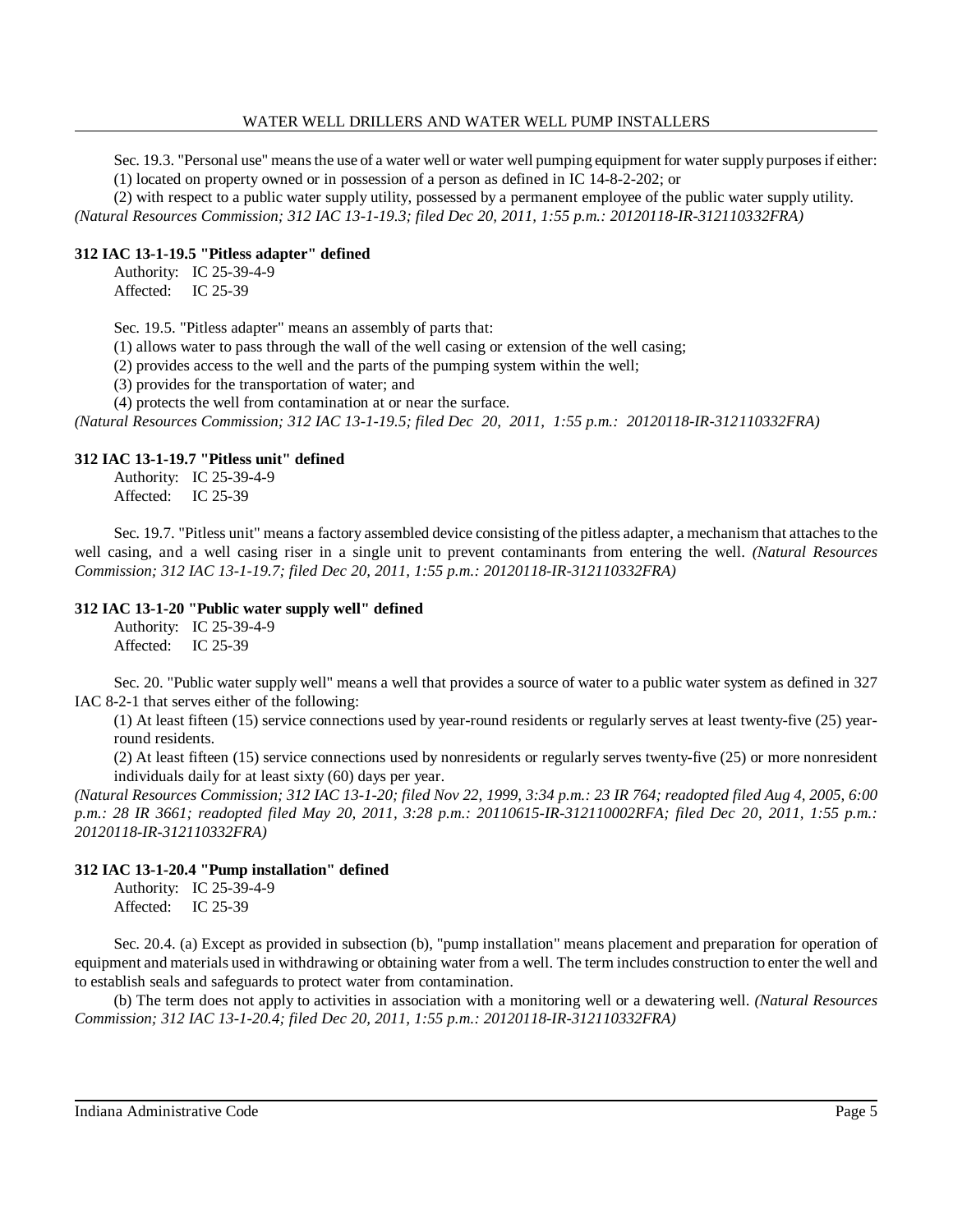Sec. 19.3. "Personal use" means the use of a water well or water well pumping equipment for water supply purposes if either:

(1) located on property owned or in possession of a person as defined in IC 14-8-2-202; or

(2) with respect to a public water supply utility, possessed by a permanent employee of the public water supply utility.

*(Natural Resources Commission; 312 IAC 13-1-19.3; filed Dec 20, 2011, 1:55 p.m.: 20120118-IR-312110332FRA)*

### 312 IAC 13-1-19.5 "Pitless adapter" defined

Authority: IC 25-39-4-9
Affected: IC 25-39

Sec. 19.5. "Pitless adapter" means an assembly of parts that:

(1) allows water to pass through the wall of the well casing or extension of the well casing;

(2) provides access to the well and the parts of the pumping system within the well;

(3) provides for the transportation of water; and

(4) protects the well from contamination at or near the surface.

*(Natural Resources Commission; 312 IAC 13-1-19.5; filed Dec 20, 2011, 1:55 p.m.: 20120118-IR-312110332FRA)*

### 312 IAC 13-1-19.7 "Pitless unit" defined

Authority: IC 25-39-4-9
Affected: IC 25-39

Sec. 19.7. "Pitless unit" means a factory assembled device consisting of the pitless adapter, a mechanism that attaches to the well casing, and a well casing riser in a single unit to prevent contaminants from entering the well. *(Natural Resources Commission; 312 IAC 13-1-19.7; filed Dec 20, 2011, 1:55 p.m.: 20120118-IR-312110332FRA)*

### 312 IAC 13-1-20 "Public water supply well" defined

Authority: IC 25-39-4-9
Affected: IC 25-39

Sec. 20. "Public water supply well" means a well that provides a source of water to a public water system as defined in 327 IAC 8-2-1 that serves either of the following:

(1) At least fifteen (15) service connections used by year-round residents or regularly serves at least twenty-five (25) year-round residents.

(2) At least fifteen (15) service connections used by nonresidents or regularly serves twenty-five (25) or more nonresident individuals daily for at least sixty (60) days per year.

*(Natural Resources Commission; 312 IAC 13-1-20; filed Nov 22, 1999, 3:34 p.m.: 23 IR 764; readopted filed Aug 4, 2005, 6:00 p.m.: 28 IR 3661; readopted filed May 20, 2011, 3:28 p.m.: 20110615-IR-312110002RFA; filed Dec 20, 2011, 1:55 p.m.: 20120118-IR-312110332FRA)*

### 312 IAC 13-1-20.4 "Pump installation" defined

Authority: IC 25-39-4-9
Affected: IC 25-39

Sec. 20.4. (a) Except as provided in subsection (b), "pump installation" means placement and preparation for operation of equipment and materials used in withdrawing or obtaining water from a well. The term includes construction to enter the well and to establish seals and safeguards to protect water from contamination.

(b) The term does not apply to activities in association with a monitoring well or a dewatering well. *(Natural Resources Commission; 312 IAC 13-1-20.4; filed Dec 20, 2011, 1:55 p.m.: 20120118-IR-312110332FRA)*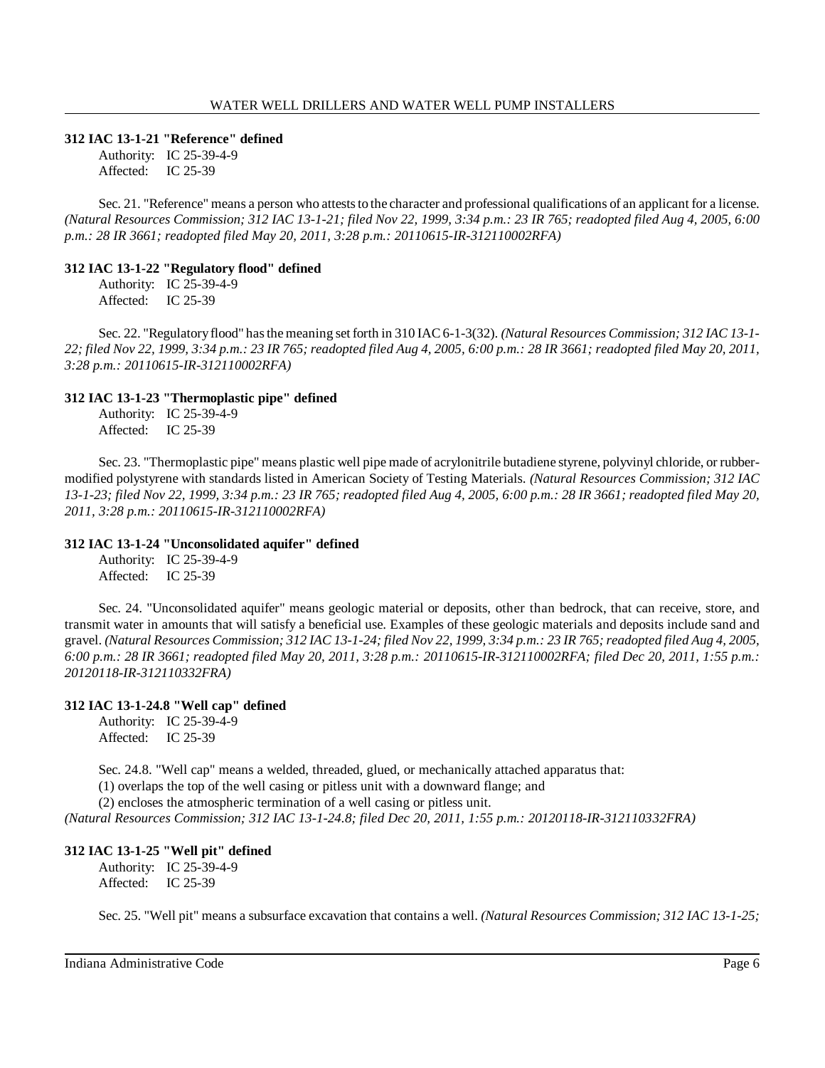**312 IAC 13-1-21 "Reference" defined**

Authority: IC 25-39-4-9
Affected: IC 25-39

Sec. 21. "Reference" means a person who attests to the character and professional qualifications of an applicant for a license. *(Natural Resources Commission; 312 IAC 13-1-21; filed Nov 22, 1999, 3:34 p.m.: 23 IR 765; readopted filed Aug 4, 2005, 6:00 p.m.: 28 IR 3661; readopted filed May 20, 2011, 3:28 p.m.: 20110615-IR-312110002RFA)*

**312 IAC 13-1-22 "Regulatory flood" defined**

Authority: IC 25-39-4-9
Affected: IC 25-39

Sec. 22. "Regulatory flood" has the meaning set forth in 310 IAC 6-1-3(32). *(Natural Resources Commission; 312 IAC 13-1-22; filed Nov 22, 1999, 3:34 p.m.: 23 IR 765; readopted filed Aug 4, 2005, 6:00 p.m.: 28 IR 3661; readopted filed May 20, 2011, 3:28 p.m.: 20110615-IR-312110002RFA)*

**312 IAC 13-1-23 "Thermoplastic pipe" defined**

Authority: IC 25-39-4-9
Affected: IC 25-39

Sec. 23. "Thermoplastic pipe" means plastic well pipe made of acrylonitrile butadiene styrene, polyvinyl chloride, or rubber-modified polystyrene with standards listed in American Society of Testing Materials. *(Natural Resources Commission; 312 IAC 13-1-23; filed Nov 22, 1999, 3:34 p.m.: 23 IR 765; readopted filed Aug 4, 2005, 6:00 p.m.: 28 IR 3661; readopted filed May 20, 2011, 3:28 p.m.: 20110615-IR-312110002RFA)*

**312 IAC 13-1-24 "Unconsolidated aquifer" defined**

Authority: IC 25-39-4-9
Affected: IC 25-39

Sec. 24. "Unconsolidated aquifer" means geologic material or deposits, other than bedrock, that can receive, store, and transmit water in amounts that will satisfy a beneficial use. Examples of these geologic materials and deposits include sand and gravel. *(Natural Resources Commission; 312 IAC 13-1-24; filed Nov 22, 1999, 3:34 p.m.: 23 IR 765; readopted filed Aug 4, 2005, 6:00 p.m.: 28 IR 3661; readopted filed May 20, 2011, 3:28 p.m.: 20110615-IR-312110002RFA; filed Dec 20, 2011, 1:55 p.m.: 20120118-IR-312110332FRA)*

**312 IAC 13-1-24.8 "Well cap" defined**

Authority: IC 25-39-4-9
Affected: IC 25-39

Sec. 24.8. "Well cap" means a welded, threaded, glued, or mechanically attached apparatus that:
(1) overlaps the top of the well casing or pitless unit with a downward flange; and
(2) encloses the atmospheric termination of a well casing or pitless unit.
*(Natural Resources Commission; 312 IAC 13-1-24.8; filed Dec 20, 2011, 1:55 p.m.: 20120118-IR-312110332FRA)*

**312 IAC 13-1-25 "Well pit" defined**

Authority: IC 25-39-4-9
Affected: IC 25-39

Sec. 25. "Well pit" means a subsurface excavation that contains a well. *(Natural Resources Commission; 312 IAC 13-1-25;*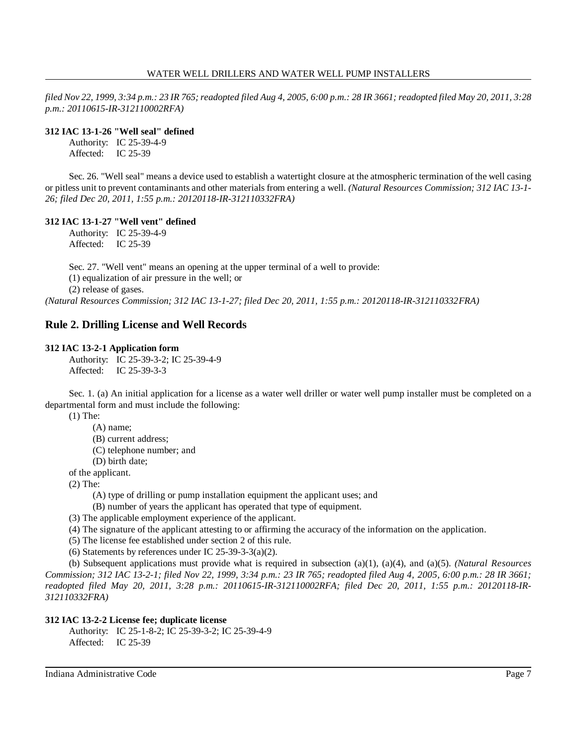*filed Nov 22, 1999, 3:34 p.m.: 23 IR 765; readopted filed Aug 4, 2005, 6:00 p.m.: 28 IR 3661; readopted filed May 20, 2011, 3:28 p.m.: 20110615-IR-312110002RFA)*

**312 IAC 13-1-26 "Well seal" defined**

Authority: IC 25-39-4-9
Affected: IC 25-39

Sec. 26. "Well seal" means a device used to establish a watertight closure at the atmospheric termination of the well casing or pitless unit to prevent contaminants and other materials from entering a well. *(Natural Resources Commission; 312 IAC 13-1-26; filed Dec 20, 2011, 1:55 p.m.: 20120118-IR-312110332FRA)*

**312 IAC 13-1-27 "Well vent" defined**

Authority: IC 25-39-4-9
Affected: IC 25-39

Sec. 27. "Well vent" means an opening at the upper terminal of a well to provide:

(1) equalization of air pressure in the well; or

(2) release of gases.

*(Natural Resources Commission; 312 IAC 13-1-27; filed Dec 20, 2011, 1:55 p.m.: 20120118-IR-312110332FRA)*

## Rule 2. Drilling License and Well Records

**312 IAC 13-2-1 Application form**

Authority: IC 25-39-3-2; IC 25-39-4-9
Affected: IC 25-39-3-3

Sec. 1. (a) An initial application for a license as a water well driller or water well pump installer must be completed on a departmental form and must include the following:

(1) The:

(A) name;

(B) current address;

(C) telephone number; and

(D) birth date;

of the applicant.

(2) The:

(A) type of drilling or pump installation equipment the applicant uses; and

(B) number of years the applicant has operated that type of equipment.

(3) The applicable employment experience of the applicant.

(4) The signature of the applicant attesting to or affirming the accuracy of the information on the application.

(5) The license fee established under section 2 of this rule.

(6) Statements by references under IC 25-39-3-3(a)(2).

(b) Subsequent applications must provide what is required in subsection (a)(1), (a)(4), and (a)(5). *(Natural Resources Commission; 312 IAC 13-2-1; filed Nov 22, 1999, 3:34 p.m.: 23 IR 765; readopted filed Aug 4, 2005, 6:00 p.m.: 28 IR 3661; readopted filed May 20, 2011, 3:28 p.m.: 20110615-IR-312110002RFA; filed Dec 20, 2011, 1:55 p.m.: 20120118-IR-312110332FRA)*

**312 IAC 13-2-2 License fee; duplicate license**

Authority: IC 25-1-8-2; IC 25-39-3-2; IC 25-39-4-9
Affected: IC 25-39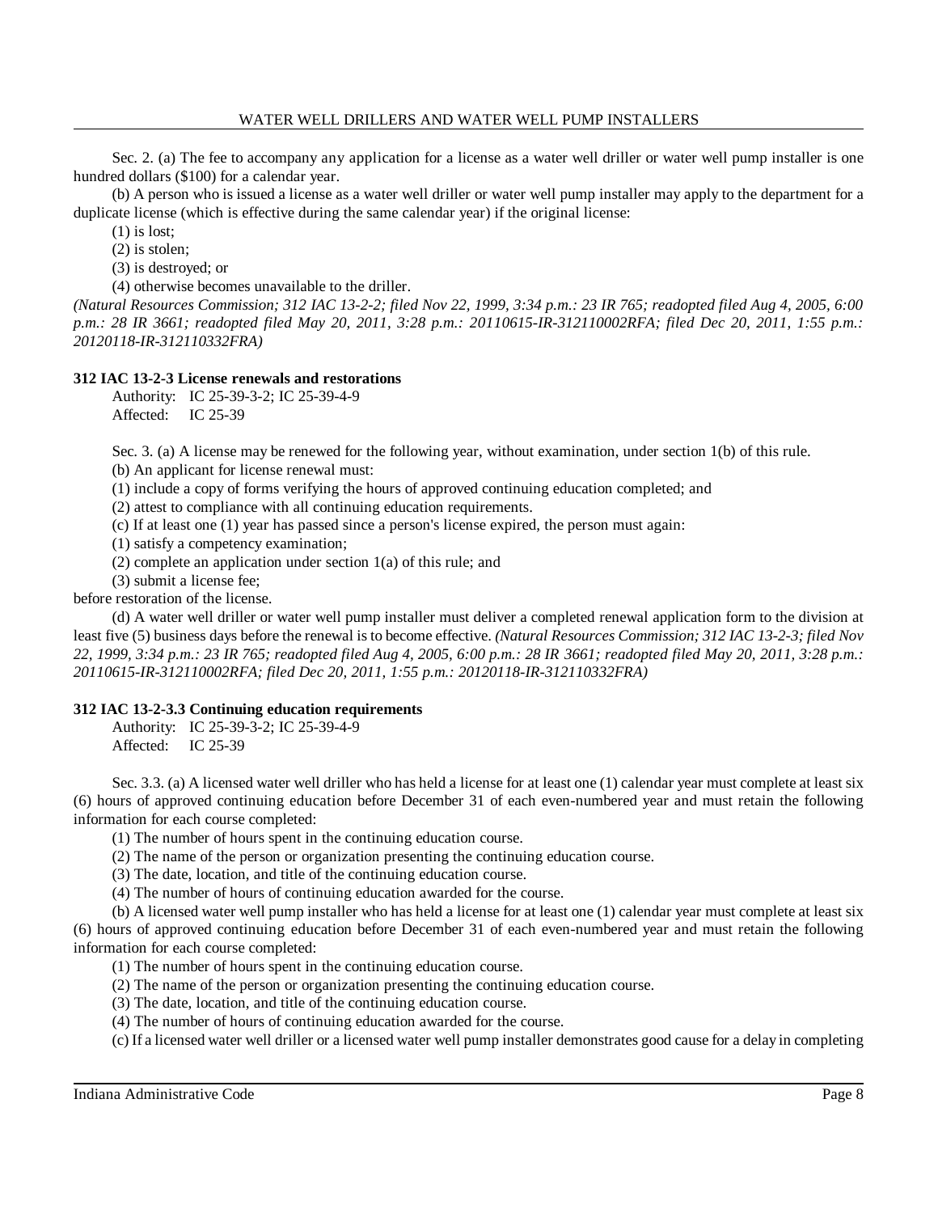Sec. 2. (a) The fee to accompany any application for a license as a water well driller or water well pump installer is one hundred dollars ($100) for a calendar year.

(b) A person who is issued a license as a water well driller or water well pump installer may apply to the department for a duplicate license (which is effective during the same calendar year) if the original license:

(1) is lost;

(2) is stolen;

(3) is destroyed; or

(4) otherwise becomes unavailable to the driller.

*(Natural Resources Commission; 312 IAC 13-2-2; filed Nov 22, 1999, 3:34 p.m.: 23 IR 765; readopted filed Aug 4, 2005, 6:00 p.m.: 28 IR 3661; readopted filed May 20, 2011, 3:28 p.m.: 20110615-IR-312110002RFA; filed Dec 20, 2011, 1:55 p.m.: 20120118-IR-312110332FRA)*

**312 IAC 13-2-3 License renewals and restorations**

Authority: IC 25-39-3-2; IC 25-39-4-9
Affected: IC 25-39

Sec. 3. (a) A license may be renewed for the following year, without examination, under section 1(b) of this rule.

(b) An applicant for license renewal must:

(1) include a copy of forms verifying the hours of approved continuing education completed; and

(2) attest to compliance with all continuing education requirements.

(c) If at least one (1) year has passed since a person's license expired, the person must again:

(1) satisfy a competency examination;

(2) complete an application under section 1(a) of this rule; and

(3) submit a license fee;

before restoration of the license.

(d) A water well driller or water well pump installer must deliver a completed renewal application form to the division at least five (5) business days before the renewal is to become effective. *(Natural Resources Commission; 312 IAC 13-2-3; filed Nov 22, 1999, 3:34 p.m.: 23 IR 765; readopted filed Aug 4, 2005, 6:00 p.m.: 28 IR 3661; readopted filed May 20, 2011, 3:28 p.m.: 20110615-IR-312110002RFA; filed Dec 20, 2011, 1:55 p.m.: 20120118-IR-312110332FRA)*

**312 IAC 13-2-3.3 Continuing education requirements**

Authority: IC 25-39-3-2; IC 25-39-4-9
Affected: IC 25-39

Sec. 3.3. (a) A licensed water well driller who has held a license for at least one (1) calendar year must complete at least six (6) hours of approved continuing education before December 31 of each even-numbered year and must retain the following information for each course completed:

(1) The number of hours spent in the continuing education course.

(2) The name of the person or organization presenting the continuing education course.

(3) The date, location, and title of the continuing education course.

(4) The number of hours of continuing education awarded for the course.

(b) A licensed water well pump installer who has held a license for at least one (1) calendar year must complete at least six (6) hours of approved continuing education before December 31 of each even-numbered year and must retain the following information for each course completed:

(1) The number of hours spent in the continuing education course.

(2) The name of the person or organization presenting the continuing education course.

(3) The date, location, and title of the continuing education course.

(4) The number of hours of continuing education awarded for the course.

(c) If a licensed water well driller or a licensed water well pump installer demonstrates good cause for a delay in completing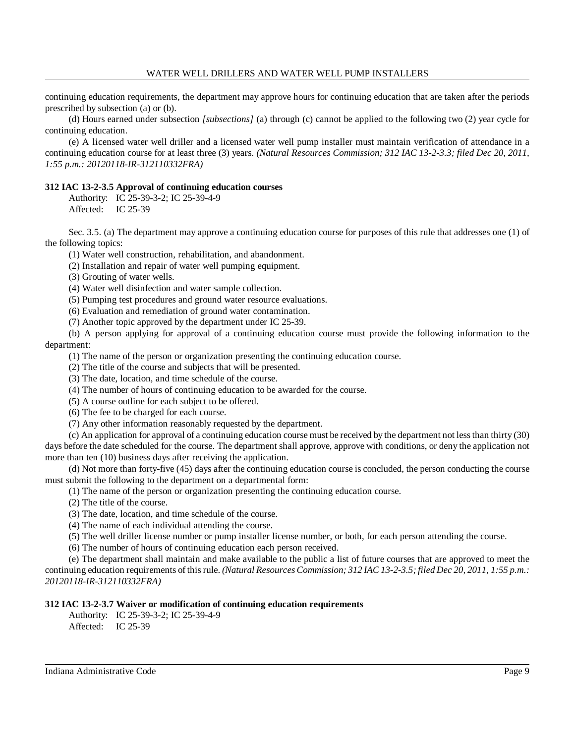continuing education requirements, the department may approve hours for continuing education that are taken after the periods prescribed by subsection (a) or (b).

(d) Hours earned under subsection *[subsections]* (a) through (c) cannot be applied to the following two (2) year cycle for continuing education.

(e) A licensed water well driller and a licensed water well pump installer must maintain verification of attendance in a continuing education course for at least three (3) years. *(Natural Resources Commission; 312 IAC 13-2-3.3; filed Dec 20, 2011, 1:55 p.m.: 20120118-IR-312110332FRA)*

**312 IAC 13-2-3.5 Approval of continuing education courses**

Authority: IC 25-39-3-2; IC 25-39-4-9
Affected: IC 25-39

Sec. 3.5. (a) The department may approve a continuing education course for purposes of this rule that addresses one (1) of the following topics:

(1) Water well construction, rehabilitation, and abandonment.
(2) Installation and repair of water well pumping equipment.
(3) Grouting of water wells.
(4) Water well disinfection and water sample collection.
(5) Pumping test procedures and ground water resource evaluations.
(6) Evaluation and remediation of ground water contamination.
(7) Another topic approved by the department under IC 25-39.

(b) A person applying for approval of a continuing education course must provide the following information to the department:

(1) The name of the person or organization presenting the continuing education course.
(2) The title of the course and subjects that will be presented.
(3) The date, location, and time schedule of the course.
(4) The number of hours of continuing education to be awarded for the course.
(5) A course outline for each subject to be offered.
(6) The fee to be charged for each course.
(7) Any other information reasonably requested by the department.

(c) An application for approval of a continuing education course must be received by the department not less than thirty (30) days before the date scheduled for the course. The department shall approve, approve with conditions, or deny the application not more than ten (10) business days after receiving the application.

(d) Not more than forty-five (45) days after the continuing education course is concluded, the person conducting the course must submit the following to the department on a departmental form:

(1) The name of the person or organization presenting the continuing education course.
(2) The title of the course.
(3) The date, location, and time schedule of the course.
(4) The name of each individual attending the course.
(5) The well driller license number or pump installer license number, or both, for each person attending the course.
(6) The number of hours of continuing education each person received.

(e) The department shall maintain and make available to the public a list of future courses that are approved to meet the continuing education requirements of this rule. *(Natural Resources Commission; 312 IAC 13-2-3.5; filed Dec 20, 2011, 1:55 p.m.: 20120118-IR-312110332FRA)*

**312 IAC 13-2-3.7 Waiver or modification of continuing education requirements**

Authority: IC 25-39-3-2; IC 25-39-4-9
Affected: IC 25-39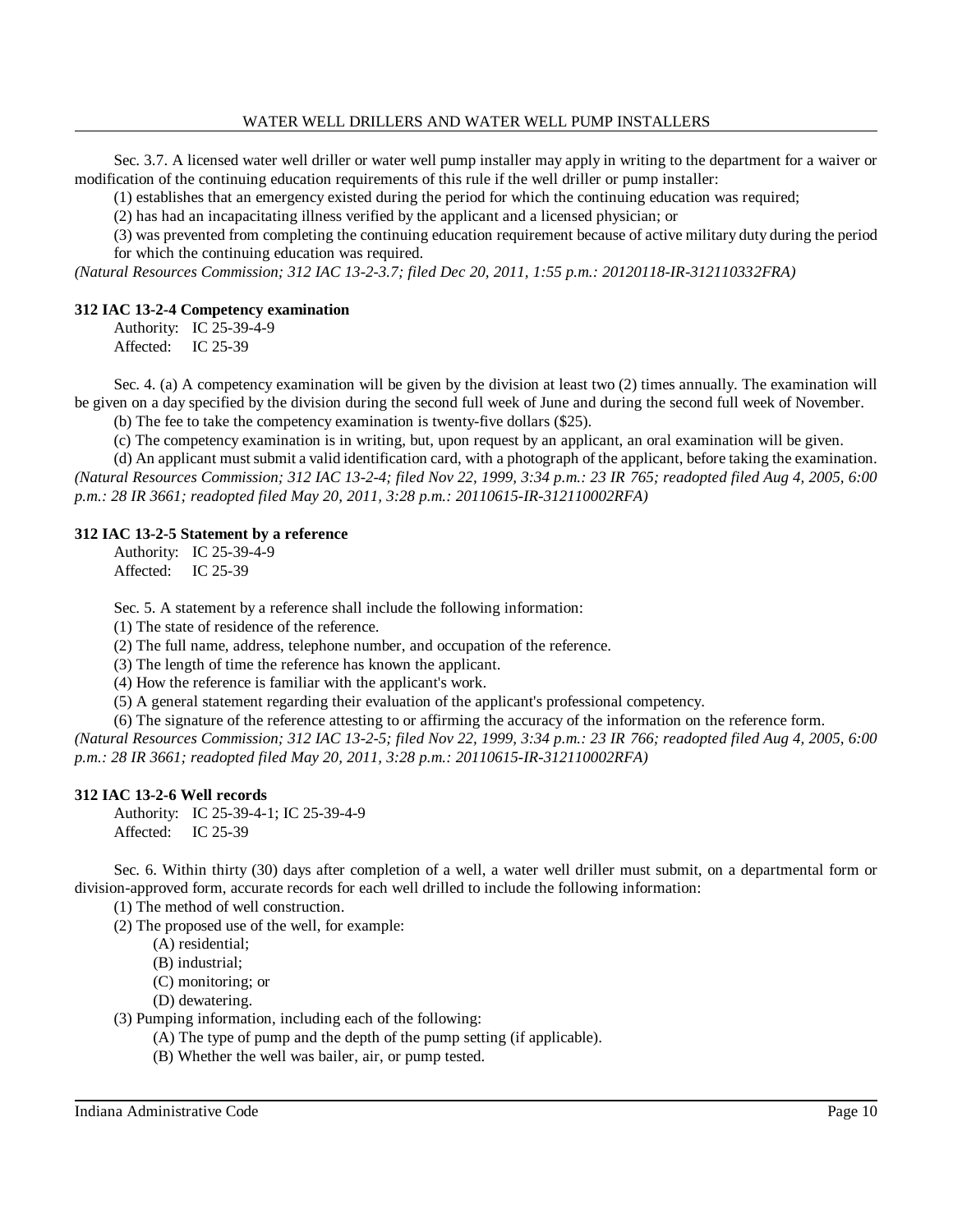Sec. 3.7. A licensed water well driller or water well pump installer may apply in writing to the department for a waiver or modification of the continuing education requirements of this rule if the well driller or pump installer:

(1) establishes that an emergency existed during the period for which the continuing education was required;

(2) has had an incapacitating illness verified by the applicant and a licensed physician; or

(3) was prevented from completing the continuing education requirement because of active military duty during the period for which the continuing education was required.

*(Natural Resources Commission; 312 IAC 13-2-3.7; filed Dec 20, 2011, 1:55 p.m.: 20120118-IR-312110332FRA)*

**312 IAC 13-2-4 Competency examination**

Authority: IC 25-39-4-9
Affected: IC 25-39

Sec. 4. (a) A competency examination will be given by the division at least two (2) times annually. The examination will be given on a day specified by the division during the second full week of June and during the second full week of November.

(b) The fee to take the competency examination is twenty-five dollars ($25).

(c) The competency examination is in writing, but, upon request by an applicant, an oral examination will be given.

(d) An applicant must submit a valid identification card, with a photograph of the applicant, before taking the examination.

*(Natural Resources Commission; 312 IAC 13-2-4; filed Nov 22, 1999, 3:34 p.m.: 23 IR 765; readopted filed Aug 4, 2005, 6:00 p.m.: 28 IR 3661; readopted filed May 20, 2011, 3:28 p.m.: 20110615-IR-312110002RFA)*

**312 IAC 13-2-5 Statement by a reference**

Authority: IC 25-39-4-9
Affected: IC 25-39

Sec. 5. A statement by a reference shall include the following information:

(1) The state of residence of the reference.

(2) The full name, address, telephone number, and occupation of the reference.

(3) The length of time the reference has known the applicant.

(4) How the reference is familiar with the applicant's work.

(5) A general statement regarding their evaluation of the applicant's professional competency.

(6) The signature of the reference attesting to or affirming the accuracy of the information on the reference form.

*(Natural Resources Commission; 312 IAC 13-2-5; filed Nov 22, 1999, 3:34 p.m.: 23 IR 766; readopted filed Aug 4, 2005, 6:00 p.m.: 28 IR 3661; readopted filed May 20, 2011, 3:28 p.m.: 20110615-IR-312110002RFA)*

**312 IAC 13-2-6 Well records**

Authority: IC 25-39-4-1; IC 25-39-4-9
Affected: IC 25-39

Sec. 6. Within thirty (30) days after completion of a well, a water well driller must submit, on a departmental form or division-approved form, accurate records for each well drilled to include the following information:

(1) The method of well construction.

(2) The proposed use of the well, for example:

   (A) residential;

   (B) industrial;

   (C) monitoring; or

   (D) dewatering.

(3) Pumping information, including each of the following:

   (A) The type of pump and the depth of the pump setting (if applicable).

   (B) Whether the well was bailer, air, or pump tested.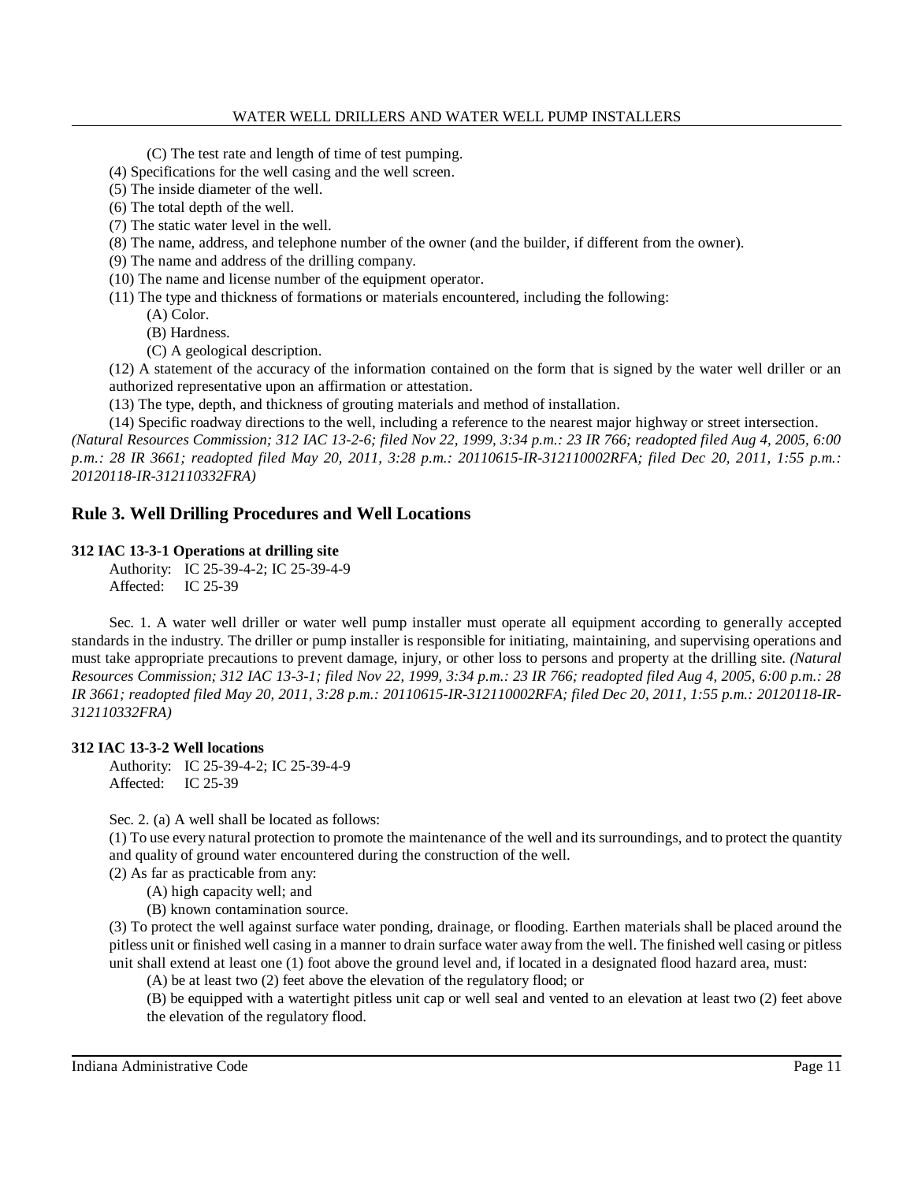(C) The test rate and length of time of test pumping.

(4) Specifications for the well casing and the well screen.

(5) The inside diameter of the well.

(6) The total depth of the well.

(7) The static water level in the well.

(8) The name, address, and telephone number of the owner (and the builder, if different from the owner).

(9) The name and address of the drilling company.

(10) The name and license number of the equipment operator.

(11) The type and thickness of formations or materials encountered, including the following:

(A) Color.

(B) Hardness.

(C) A geological description.

(12) A statement of the accuracy of the information contained on the form that is signed by the water well driller or an authorized representative upon an affirmation or attestation.

(13) The type, depth, and thickness of grouting materials and method of installation.

(14) Specific roadway directions to the well, including a reference to the nearest major highway or street intersection.

*(Natural Resources Commission; 312 IAC 13-2-6; filed Nov 22, 1999, 3:34 p.m.: 23 IR 766; readopted filed Aug 4, 2005, 6:00 p.m.: 28 IR 3661; readopted filed May 20, 2011, 3:28 p.m.: 20110615-IR-312110002RFA; filed Dec 20, 2011, 1:55 p.m.: 20120118-IR-312110332FRA)*

## Rule 3. Well Drilling Procedures and Well Locations

### 312 IAC 13-3-1 Operations at drilling site

Authority: IC 25-39-4-2; IC 25-39-4-9
Affected: IC 25-39

Sec. 1. A water well driller or water well pump installer must operate all equipment according to generally accepted standards in the industry. The driller or pump installer is responsible for initiating, maintaining, and supervising operations and must take appropriate precautions to prevent damage, injury, or other loss to persons and property at the drilling site. *(Natural Resources Commission; 312 IAC 13-3-1; filed Nov 22, 1999, 3:34 p.m.: 23 IR 766; readopted filed Aug 4, 2005, 6:00 p.m.: 28 IR 3661; readopted filed May 20, 2011, 3:28 p.m.: 20110615-IR-312110002RFA; filed Dec 20, 2011, 1:55 p.m.: 20120118-IR-312110332FRA)*

### 312 IAC 13-3-2 Well locations

Authority: IC 25-39-4-2; IC 25-39-4-9
Affected: IC 25-39

Sec. 2. (a) A well shall be located as follows:

(1) To use every natural protection to promote the maintenance of the well and its surroundings, and to protect the quantity and quality of ground water encountered during the construction of the well.

(2) As far as practicable from any:

(A) high capacity well; and

(B) known contamination source.

(3) To protect the well against surface water ponding, drainage, or flooding. Earthen materials shall be placed around the pitless unit or finished well casing in a manner to drain surface water away from the well. The finished well casing or pitless unit shall extend at least one (1) foot above the ground level and, if located in a designated flood hazard area, must:

(A) be at least two (2) feet above the elevation of the regulatory flood; or

(B) be equipped with a watertight pitless unit cap or well seal and vented to an elevation at least two (2) feet above the elevation of the regulatory flood.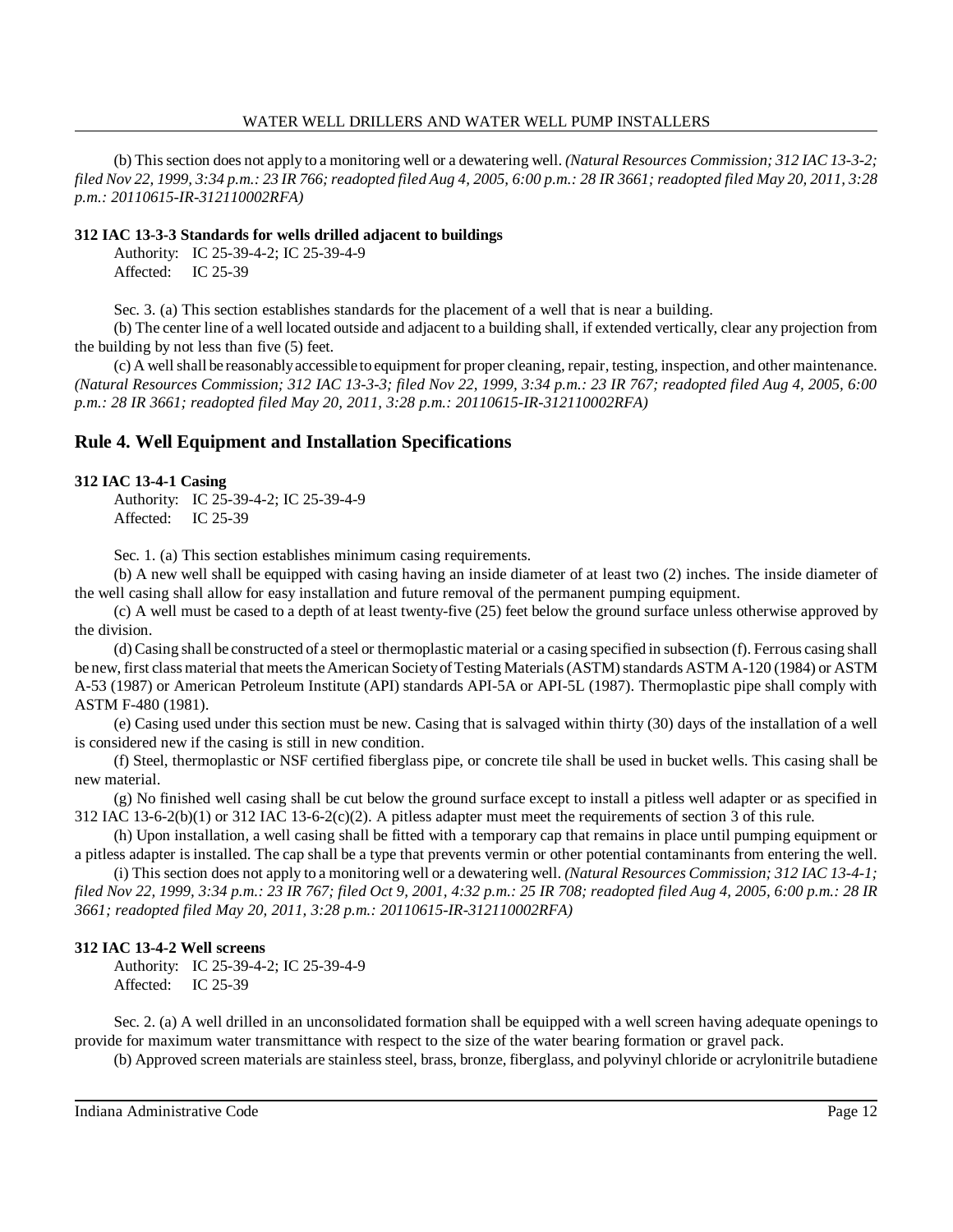(b) This section does not apply to a monitoring well or a dewatering well. *(Natural Resources Commission; 312 IAC 13-3-2; filed Nov 22, 1999, 3:34 p.m.: 23 IR 766; readopted filed Aug 4, 2005, 6:00 p.m.: 28 IR 3661; readopted filed May 20, 2011, 3:28 p.m.: 20110615-IR-312110002RFA)*

**312 IAC 13-3-3 Standards for wells drilled adjacent to buildings**

Authority: IC 25-39-4-2; IC 25-39-4-9
Affected: IC 25-39

Sec. 3. (a) This section establishes standards for the placement of a well that is near a building.

(b) The center line of a well located outside and adjacent to a building shall, if extended vertically, clear any projection from the building by not less than five (5) feet.

(c) A well shall be reasonably accessible to equipment for proper cleaning, repair, testing, inspection, and other maintenance. *(Natural Resources Commission; 312 IAC 13-3-3; filed Nov 22, 1999, 3:34 p.m.: 23 IR 767; readopted filed Aug 4, 2005, 6:00 p.m.: 28 IR 3661; readopted filed May 20, 2011, 3:28 p.m.: 20110615-IR-312110002RFA)*

## Rule 4. Well Equipment and Installation Specifications

**312 IAC 13-4-1 Casing**

Authority: IC 25-39-4-2; IC 25-39-4-9
Affected: IC 25-39

Sec. 1. (a) This section establishes minimum casing requirements.

(b) A new well shall be equipped with casing having an inside diameter of at least two (2) inches. The inside diameter of the well casing shall allow for easy installation and future removal of the permanent pumping equipment.

(c) A well must be cased to a depth of at least twenty-five (25) feet below the ground surface unless otherwise approved by the division.

(d) Casing shall be constructed of a steel or thermoplastic material or a casing specified in subsection (f). Ferrous casing shall be new, first class material that meets the American Society of Testing Materials (ASTM) standards ASTM A-120 (1984) or ASTM A-53 (1987) or American Petroleum Institute (API) standards API-5A or API-5L (1987). Thermoplastic pipe shall comply with ASTM F-480 (1981).

(e) Casing used under this section must be new. Casing that is salvaged within thirty (30) days of the installation of a well is considered new if the casing is still in new condition.

(f) Steel, thermoplastic or NSF certified fiberglass pipe, or concrete tile shall be used in bucket wells. This casing shall be new material.

(g) No finished well casing shall be cut below the ground surface except to install a pitless well adapter or as specified in 312 IAC 13-6-2(b)(1) or 312 IAC 13-6-2(c)(2). A pitless adapter must meet the requirements of section 3 of this rule.

(h) Upon installation, a well casing shall be fitted with a temporary cap that remains in place until pumping equipment or a pitless adapter is installed. The cap shall be a type that prevents vermin or other potential contaminants from entering the well.

(i) This section does not apply to a monitoring well or a dewatering well. *(Natural Resources Commission; 312 IAC 13-4-1; filed Nov 22, 1999, 3:34 p.m.: 23 IR 767; filed Oct 9, 2001, 4:32 p.m.: 25 IR 708; readopted filed Aug 4, 2005, 6:00 p.m.: 28 IR 3661; readopted filed May 20, 2011, 3:28 p.m.: 20110615-IR-312110002RFA)*

**312 IAC 13-4-2 Well screens**

Authority: IC 25-39-4-2; IC 25-39-4-9
Affected: IC 25-39

Sec. 2. (a) A well drilled in an unconsolidated formation shall be equipped with a well screen having adequate openings to provide for maximum water transmittance with respect to the size of the water bearing formation or gravel pack.

(b) Approved screen materials are stainless steel, brass, bronze, fiberglass, and polyvinyl chloride or acrylonitrile butadiene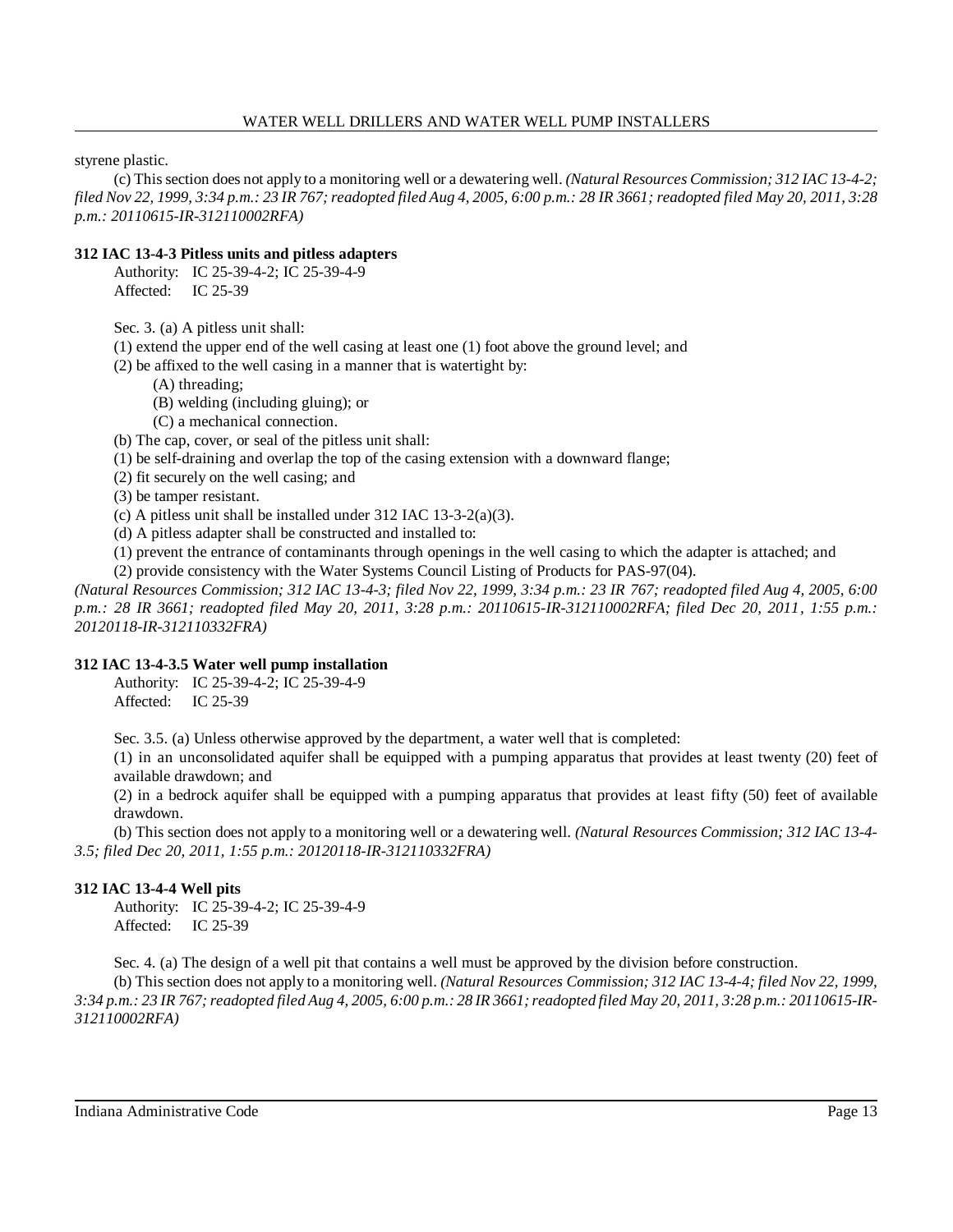styrene plastic.

(c) This section does not apply to a monitoring well or a dewatering well. *(Natural Resources Commission; 312 IAC 13-4-2; filed Nov 22, 1999, 3:34 p.m.: 23 IR 767; readopted filed Aug 4, 2005, 6:00 p.m.: 28 IR 3661; readopted filed May 20, 2011, 3:28 p.m.: 20110615-IR-312110002RFA)*

**312 IAC 13-4-3 Pitless units and pitless adapters**

Authority: IC 25-39-4-2; IC 25-39-4-9
Affected: IC 25-39

Sec. 3. (a) A pitless unit shall:

(1) extend the upper end of the well casing at least one (1) foot above the ground level; and

(2) be affixed to the well casing in a manner that is watertight by:

(A) threading;

(B) welding (including gluing); or

(C) a mechanical connection.

(b) The cap, cover, or seal of the pitless unit shall:

(1) be self-draining and overlap the top of the casing extension with a downward flange;

(2) fit securely on the well casing; and

(3) be tamper resistant.

(c) A pitless unit shall be installed under 312 IAC 13-3-2(a)(3).

(d) A pitless adapter shall be constructed and installed to:

(1) prevent the entrance of contaminants through openings in the well casing to which the adapter is attached; and

(2) provide consistency with the Water Systems Council Listing of Products for PAS-97(04).

*(Natural Resources Commission; 312 IAC 13-4-3; filed Nov 22, 1999, 3:34 p.m.: 23 IR 767; readopted filed Aug 4, 2005, 6:00 p.m.: 28 IR 3661; readopted filed May 20, 2011, 3:28 p.m.: 20110615-IR-312110002RFA; filed Dec 20, 2011, 1:55 p.m.: 20120118-IR-312110332FRA)*

**312 IAC 13-4-3.5 Water well pump installation**

Authority: IC 25-39-4-2; IC 25-39-4-9
Affected: IC 25-39

Sec. 3.5. (a) Unless otherwise approved by the department, a water well that is completed:

(1) in an unconsolidated aquifer shall be equipped with a pumping apparatus that provides at least twenty (20) feet of available drawdown; and

(2) in a bedrock aquifer shall be equipped with a pumping apparatus that provides at least fifty (50) feet of available drawdown.

(b) This section does not apply to a monitoring well or a dewatering well. *(Natural Resources Commission; 312 IAC 13-4-3.5; filed Dec 20, 2011, 1:55 p.m.: 20120118-IR-312110332FRA)*

**312 IAC 13-4-4 Well pits**

Authority: IC 25-39-4-2; IC 25-39-4-9
Affected: IC 25-39

Sec. 4. (a) The design of a well pit that contains a well must be approved by the division before construction.

(b) This section does not apply to a monitoring well. *(Natural Resources Commission; 312 IAC 13-4-4; filed Nov 22, 1999, 3:34 p.m.: 23 IR 767; readopted filed Aug 4, 2005, 6:00 p.m.: 28 IR 3661; readopted filed May 20, 2011, 3:28 p.m.: 20110615-IR-312110002RFA)*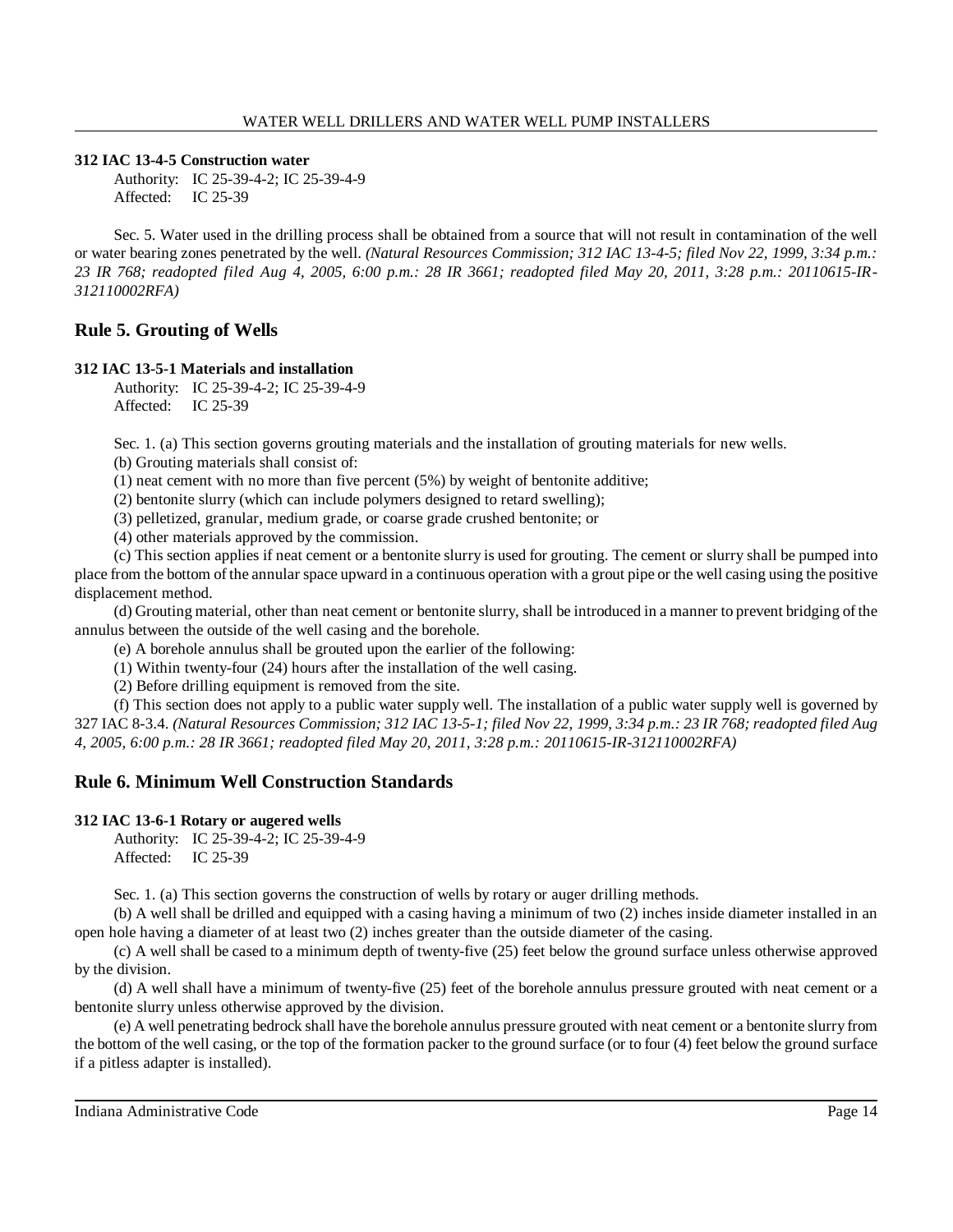**312 IAC 13-4-5 Construction water**

Authority: IC 25-39-4-2; IC 25-39-4-9
Affected: IC 25-39

Sec. 5. Water used in the drilling process shall be obtained from a source that will not result in contamination of the well or water bearing zones penetrated by the well. *(Natural Resources Commission; 312 IAC 13-4-5; filed Nov 22, 1999, 3:34 p.m.: 23 IR 768; readopted filed Aug 4, 2005, 6:00 p.m.: 28 IR 3661; readopted filed May 20, 2011, 3:28 p.m.: 20110615-IR-312110002RFA)*

## Rule 5. Grouting of Wells

**312 IAC 13-5-1 Materials and installation**

Authority: IC 25-39-4-2; IC 25-39-4-9
Affected: IC 25-39

Sec. 1. (a) This section governs grouting materials and the installation of grouting materials for new wells.

(b) Grouting materials shall consist of:

(1) neat cement with no more than five percent (5%) by weight of bentonite additive;

(2) bentonite slurry (which can include polymers designed to retard swelling);

(3) pelletized, granular, medium grade, or coarse grade crushed bentonite; or

(4) other materials approved by the commission.

(c) This section applies if neat cement or a bentonite slurry is used for grouting. The cement or slurry shall be pumped into place from the bottom of the annular space upward in a continuous operation with a grout pipe or the well casing using the positive displacement method.

(d) Grouting material, other than neat cement or bentonite slurry, shall be introduced in a manner to prevent bridging of the annulus between the outside of the well casing and the borehole.

(e) A borehole annulus shall be grouted upon the earlier of the following:

(1) Within twenty-four (24) hours after the installation of the well casing.

(2) Before drilling equipment is removed from the site.

(f) This section does not apply to a public water supply well. The installation of a public water supply well is governed by 327 IAC 8-3.4. *(Natural Resources Commission; 312 IAC 13-5-1; filed Nov 22, 1999, 3:34 p.m.: 23 IR 768; readopted filed Aug 4, 2005, 6:00 p.m.: 28 IR 3661; readopted filed May 20, 2011, 3:28 p.m.: 20110615-IR-312110002RFA)*

## Rule 6. Minimum Well Construction Standards

**312 IAC 13-6-1 Rotary or augered wells**

Authority: IC 25-39-4-2; IC 25-39-4-9
Affected: IC 25-39

Sec. 1. (a) This section governs the construction of wells by rotary or auger drilling methods.

(b) A well shall be drilled and equipped with a casing having a minimum of two (2) inches inside diameter installed in an open hole having a diameter of at least two (2) inches greater than the outside diameter of the casing.

(c) A well shall be cased to a minimum depth of twenty-five (25) feet below the ground surface unless otherwise approved by the division.

(d) A well shall have a minimum of twenty-five (25) feet of the borehole annulus pressure grouted with neat cement or a bentonite slurry unless otherwise approved by the division.

(e) A well penetrating bedrock shall have the borehole annulus pressure grouted with neat cement or a bentonite slurry from the bottom of the well casing, or the top of the formation packer to the ground surface (or to four (4) feet below the ground surface if a pitless adapter is installed).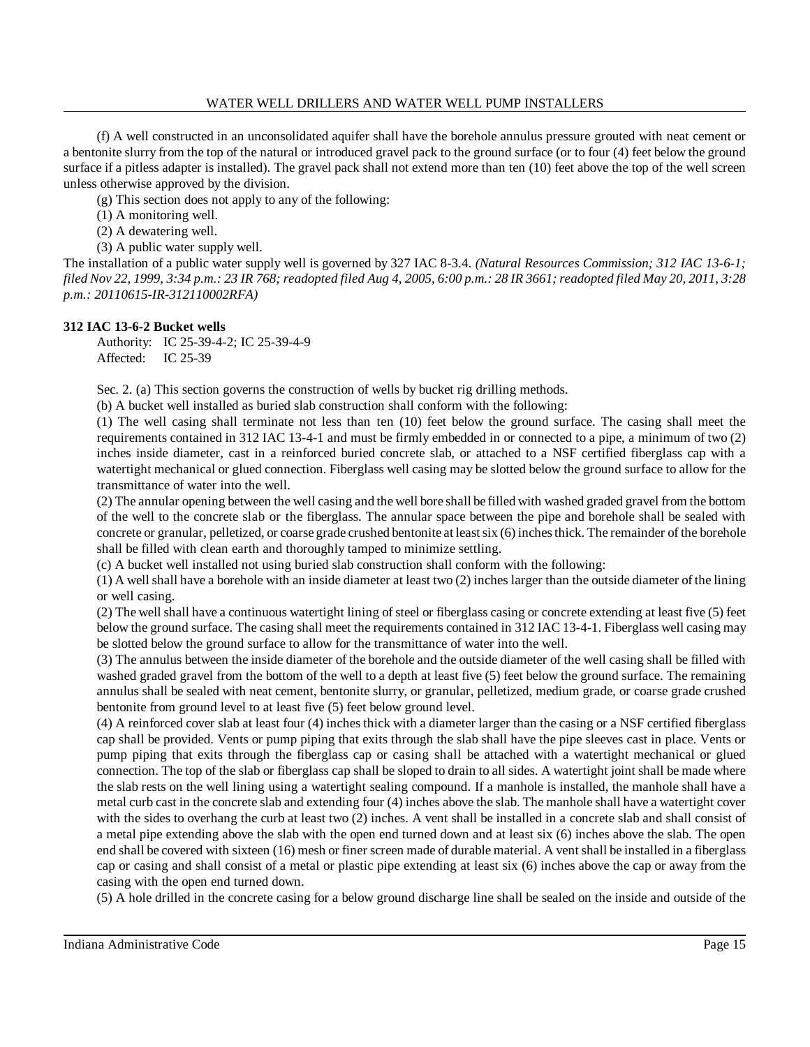(f) A well constructed in an unconsolidated aquifer shall have the borehole annulus pressure grouted with neat cement or a bentonite slurry from the top of the natural or introduced gravel pack to the ground surface (or to four (4) feet below the ground surface if a pitless adapter is installed). The gravel pack shall not extend more than ten (10) feet above the top of the well screen unless otherwise approved by the division.

(g) This section does not apply to any of the following:

(1) A monitoring well.

(2) A dewatering well.

(3) A public water supply well.

The installation of a public water supply well is governed by 327 IAC 8-3.4. *(Natural Resources Commission; 312 IAC 13-6-1; filed Nov 22, 1999, 3:34 p.m.: 23 IR 768; readopted filed Aug 4, 2005, 6:00 p.m.: 28 IR 3661; readopted filed May 20, 2011, 3:28 p.m.: 20110615-IR-312110002RFA)*

**312 IAC 13-6-2 Bucket wells**

Authority: IC 25-39-4-2; IC 25-39-4-9
Affected: IC 25-39

Sec. 2. (a) This section governs the construction of wells by bucket rig drilling methods.

(b) A bucket well installed as buried slab construction shall conform with the following:

(1) The well casing shall terminate not less than ten (10) feet below the ground surface. The casing shall meet the requirements contained in 312 IAC 13-4-1 and must be firmly embedded in or connected to a pipe, a minimum of two (2) inches inside diameter, cast in a reinforced buried concrete slab, or attached to a NSF certified fiberglass cap with a watertight mechanical or glued connection. Fiberglass well casing may be slotted below the ground surface to allow for the transmittance of water into the well.

(2) The annular opening between the well casing and the well bore shall be filled with washed graded gravel from the bottom of the well to the concrete slab or the fiberglass. The annular space between the pipe and borehole shall be sealed with concrete or granular, pelletized, or coarse grade crushed bentonite at least six (6) inches thick. The remainder of the borehole shall be filled with clean earth and thoroughly tamped to minimize settling.

(c) A bucket well installed not using buried slab construction shall conform with the following:

(1) A well shall have a borehole with an inside diameter at least two (2) inches larger than the outside diameter of the lining or well casing.

(2) The well shall have a continuous watertight lining of steel or fiberglass casing or concrete extending at least five (5) feet below the ground surface. The casing shall meet the requirements contained in 312 IAC 13-4-1. Fiberglass well casing may be slotted below the ground surface to allow for the transmittance of water into the well.

(3) The annulus between the inside diameter of the borehole and the outside diameter of the well casing shall be filled with washed graded gravel from the bottom of the well to a depth at least five (5) feet below the ground surface. The remaining annulus shall be sealed with neat cement, bentonite slurry, or granular, pelletized, medium grade, or coarse grade crushed bentonite from ground level to at least five (5) feet below ground level.

(4) A reinforced cover slab at least four (4) inches thick with a diameter larger than the casing or a NSF certified fiberglass cap shall be provided. Vents or pump piping that exits through the slab shall have the pipe sleeves cast in place. Vents or pump piping that exits through the fiberglass cap or casing shall be attached with a watertight mechanical or glued connection. The top of the slab or fiberglass cap shall be sloped to drain to all sides. A watertight joint shall be made where the slab rests on the well lining using a watertight sealing compound. If a manhole is installed, the manhole shall have a metal curb cast in the concrete slab and extending four (4) inches above the slab. The manhole shall have a watertight cover with the sides to overhang the curb at least two (2) inches. A vent shall be installed in a concrete slab and shall consist of a metal pipe extending above the slab with the open end turned down and at least six (6) inches above the slab. The open end shall be covered with sixteen (16) mesh or finer screen made of durable material. A vent shall be installed in a fiberglass cap or casing and shall consist of a metal or plastic pipe extending at least six (6) inches above the cap or away from the casing with the open end turned down.

(5) A hole drilled in the concrete casing for a below ground discharge line shall be sealed on the inside and outside of the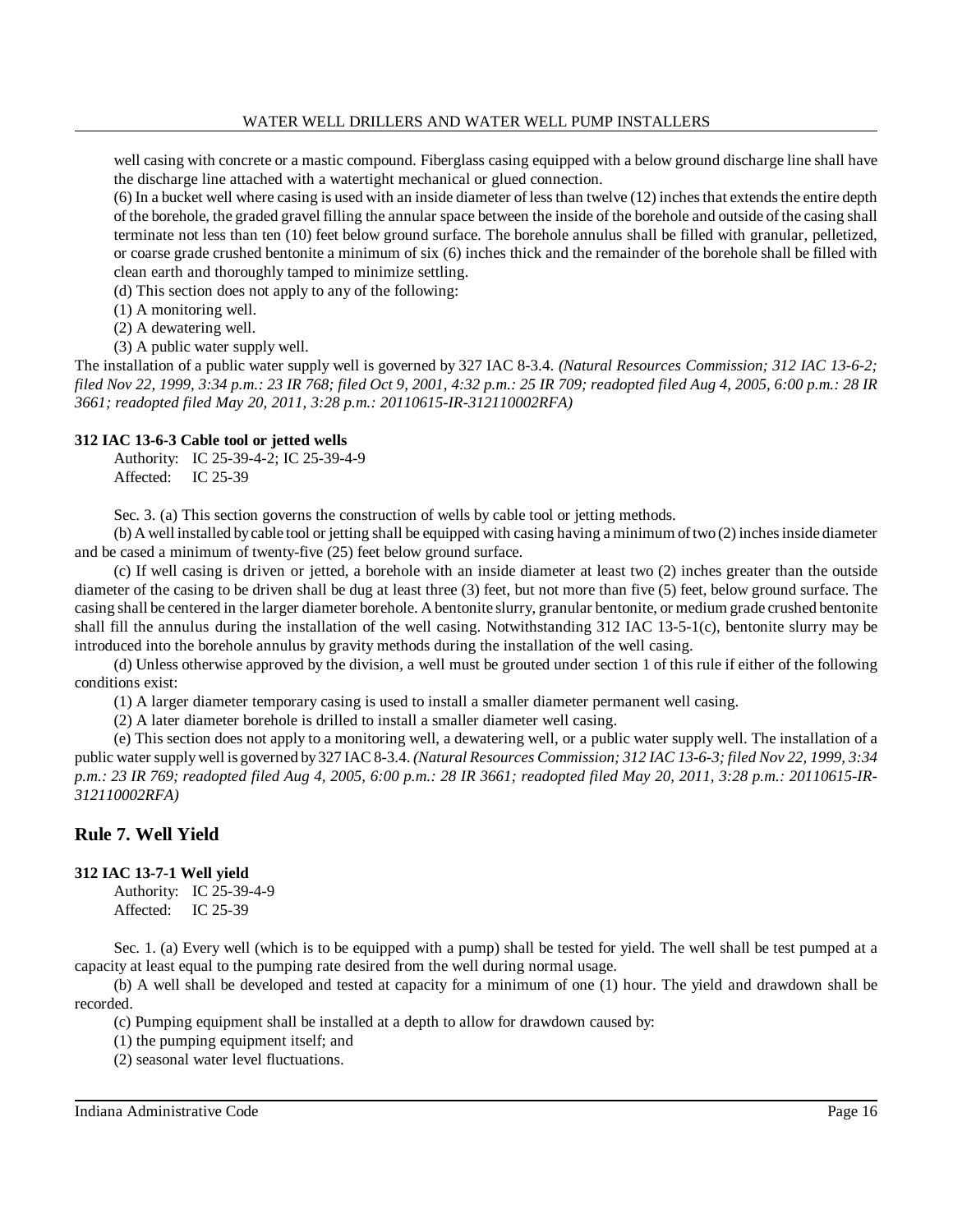well casing with concrete or a mastic compound. Fiberglass casing equipped with a below ground discharge line shall have the discharge line attached with a watertight mechanical or glued connection.

(6) In a bucket well where casing is used with an inside diameter of less than twelve (12) inches that extends the entire depth of the borehole, the graded gravel filling the annular space between the inside of the borehole and outside of the casing shall terminate not less than ten (10) feet below ground surface. The borehole annulus shall be filled with granular, pelletized, or coarse grade crushed bentonite a minimum of six (6) inches thick and the remainder of the borehole shall be filled with clean earth and thoroughly tamped to minimize settling.

(d) This section does not apply to any of the following:

(1) A monitoring well.

(2) A dewatering well.

(3) A public water supply well.

The installation of a public water supply well is governed by 327 IAC 8-3.4. *(Natural Resources Commission; 312 IAC 13-6-2; filed Nov 22, 1999, 3:34 p.m.: 23 IR 768; filed Oct 9, 2001, 4:32 p.m.: 25 IR 709; readopted filed Aug 4, 2005, 6:00 p.m.: 28 IR 3661; readopted filed May 20, 2011, 3:28 p.m.: 20110615-IR-312110002RFA)*

**312 IAC 13-6-3 Cable tool or jetted wells**

Authority: IC 25-39-4-2; IC 25-39-4-9
Affected: IC 25-39

Sec. 3. (a) This section governs the construction of wells by cable tool or jetting methods.

(b) A well installed by cable tool or jetting shall be equipped with casing having a minimum of two (2) inches inside diameter and be cased a minimum of twenty-five (25) feet below ground surface.

(c) If well casing is driven or jetted, a borehole with an inside diameter at least two (2) inches greater than the outside diameter of the casing to be driven shall be dug at least three (3) feet, but not more than five (5) feet, below ground surface. The casing shall be centered in the larger diameter borehole. A bentonite slurry, granular bentonite, or medium grade crushed bentonite shall fill the annulus during the installation of the well casing. Notwithstanding 312 IAC 13-5-1(c), bentonite slurry may be introduced into the borehole annulus by gravity methods during the installation of the well casing.

(d) Unless otherwise approved by the division, a well must be grouted under section 1 of this rule if either of the following conditions exist:

(1) A larger diameter temporary casing is used to install a smaller diameter permanent well casing.

(2) A later diameter borehole is drilled to install a smaller diameter well casing.

(e) This section does not apply to a monitoring well, a dewatering well, or a public water supply well. The installation of a public water supply well is governed by 327 IAC 8-3.4. *(Natural Resources Commission; 312 IAC 13-6-3; filed Nov 22, 1999, 3:34 p.m.: 23 IR 769; readopted filed Aug 4, 2005, 6:00 p.m.: 28 IR 3661; readopted filed May 20, 2011, 3:28 p.m.: 20110615-IR-312110002RFA)*

## Rule 7. Well Yield

**312 IAC 13-7-1 Well yield**

Authority: IC 25-39-4-9
Affected: IC 25-39

Sec. 1. (a) Every well (which is to be equipped with a pump) shall be tested for yield. The well shall be test pumped at a capacity at least equal to the pumping rate desired from the well during normal usage.

(b) A well shall be developed and tested at capacity for a minimum of one (1) hour. The yield and drawdown shall be recorded.

(c) Pumping equipment shall be installed at a depth to allow for drawdown caused by:

(1) the pumping equipment itself; and

(2) seasonal water level fluctuations.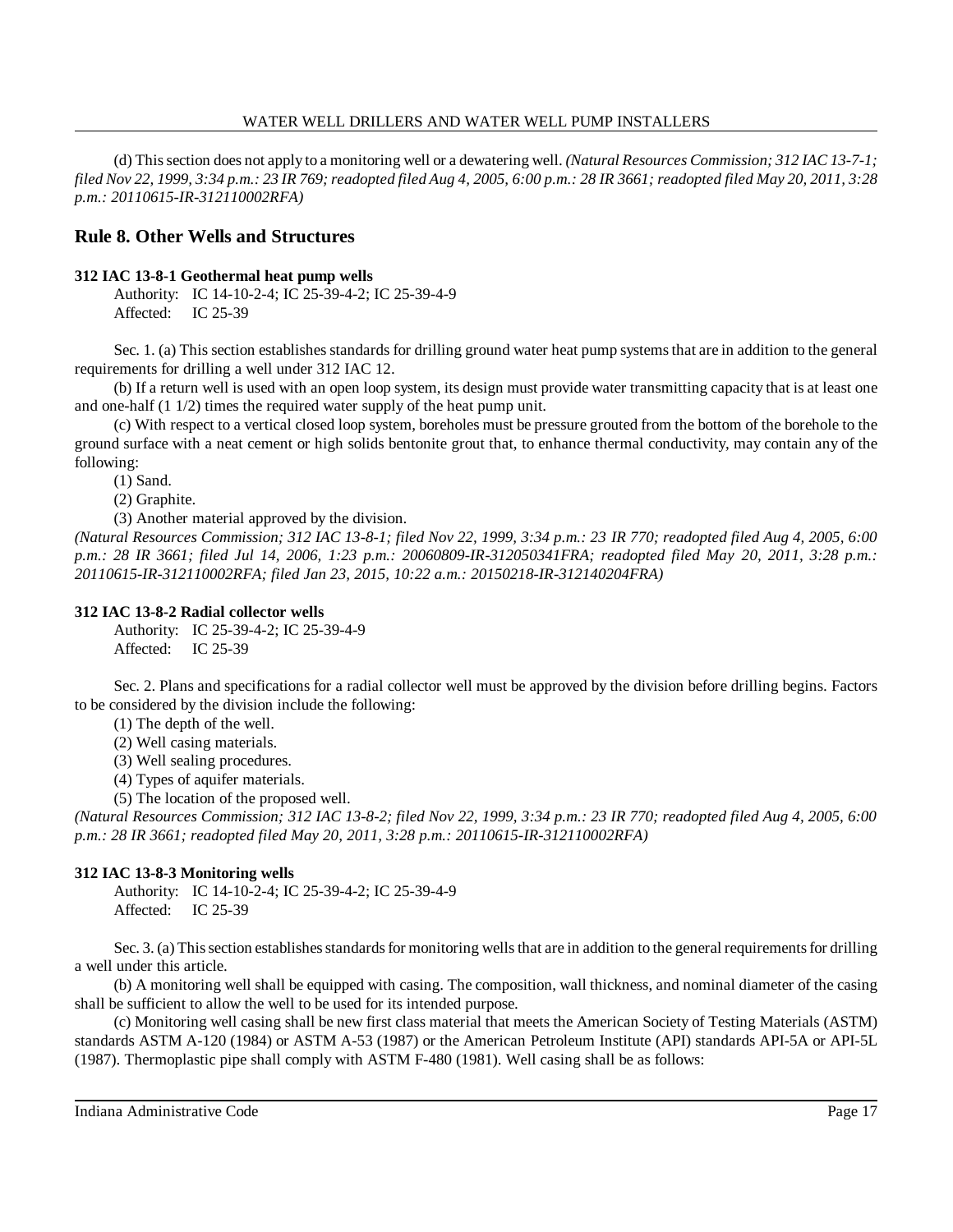(d) This section does not apply to a monitoring well or a dewatering well. *(Natural Resources Commission; 312 IAC 13-7-1; filed Nov 22, 1999, 3:34 p.m.: 23 IR 769; readopted filed Aug 4, 2005, 6:00 p.m.: 28 IR 3661; readopted filed May 20, 2011, 3:28 p.m.: 20110615-IR-312110002RFA)*

## Rule 8. Other Wells and Structures

**312 IAC 13-8-1 Geothermal heat pump wells**

Authority: IC 14-10-2-4; IC 25-39-4-2; IC 25-39-4-9
Affected: IC 25-39

Sec. 1. (a) This section establishes standards for drilling ground water heat pump systems that are in addition to the general requirements for drilling a well under 312 IAC 12.

(b) If a return well is used with an open loop system, its design must provide water transmitting capacity that is at least one and one-half (1 1/2) times the required water supply of the heat pump unit.

(c) With respect to a vertical closed loop system, boreholes must be pressure grouted from the bottom of the borehole to the ground surface with a neat cement or high solids bentonite grout that, to enhance thermal conductivity, may contain any of the following:

(1) Sand.

(2) Graphite.

(3) Another material approved by the division.

*(Natural Resources Commission; 312 IAC 13-8-1; filed Nov 22, 1999, 3:34 p.m.: 23 IR 770; readopted filed Aug 4, 2005, 6:00 p.m.: 28 IR 3661; filed Jul 14, 2006, 1:23 p.m.: 20060809-IR-312050341FRA; readopted filed May 20, 2011, 3:28 p.m.: 20110615-IR-312110002RFA; filed Jan 23, 2015, 10:22 a.m.: 20150218-IR-312140204FRA)*

**312 IAC 13-8-2 Radial collector wells**

Authority: IC 25-39-4-2; IC 25-39-4-9
Affected: IC 25-39

Sec. 2. Plans and specifications for a radial collector well must be approved by the division before drilling begins. Factors to be considered by the division include the following:

(1) The depth of the well.

(2) Well casing materials.

(3) Well sealing procedures.

(4) Types of aquifer materials.

(5) The location of the proposed well.

*(Natural Resources Commission; 312 IAC 13-8-2; filed Nov 22, 1999, 3:34 p.m.: 23 IR 770; readopted filed Aug 4, 2005, 6:00 p.m.: 28 IR 3661; readopted filed May 20, 2011, 3:28 p.m.: 20110615-IR-312110002RFA)*

**312 IAC 13-8-3 Monitoring wells**

Authority: IC 14-10-2-4; IC 25-39-4-2; IC 25-39-4-9
Affected: IC 25-39

Sec. 3. (a) This section establishes standards for monitoring wells that are in addition to the general requirements for drilling a well under this article.

(b) A monitoring well shall be equipped with casing. The composition, wall thickness, and nominal diameter of the casing shall be sufficient to allow the well to be used for its intended purpose.

(c) Monitoring well casing shall be new first class material that meets the American Society of Testing Materials (ASTM) standards ASTM A-120 (1984) or ASTM A-53 (1987) or the American Petroleum Institute (API) standards API-5A or API-5L (1987). Thermoplastic pipe shall comply with ASTM F-480 (1981). Well casing shall be as follows: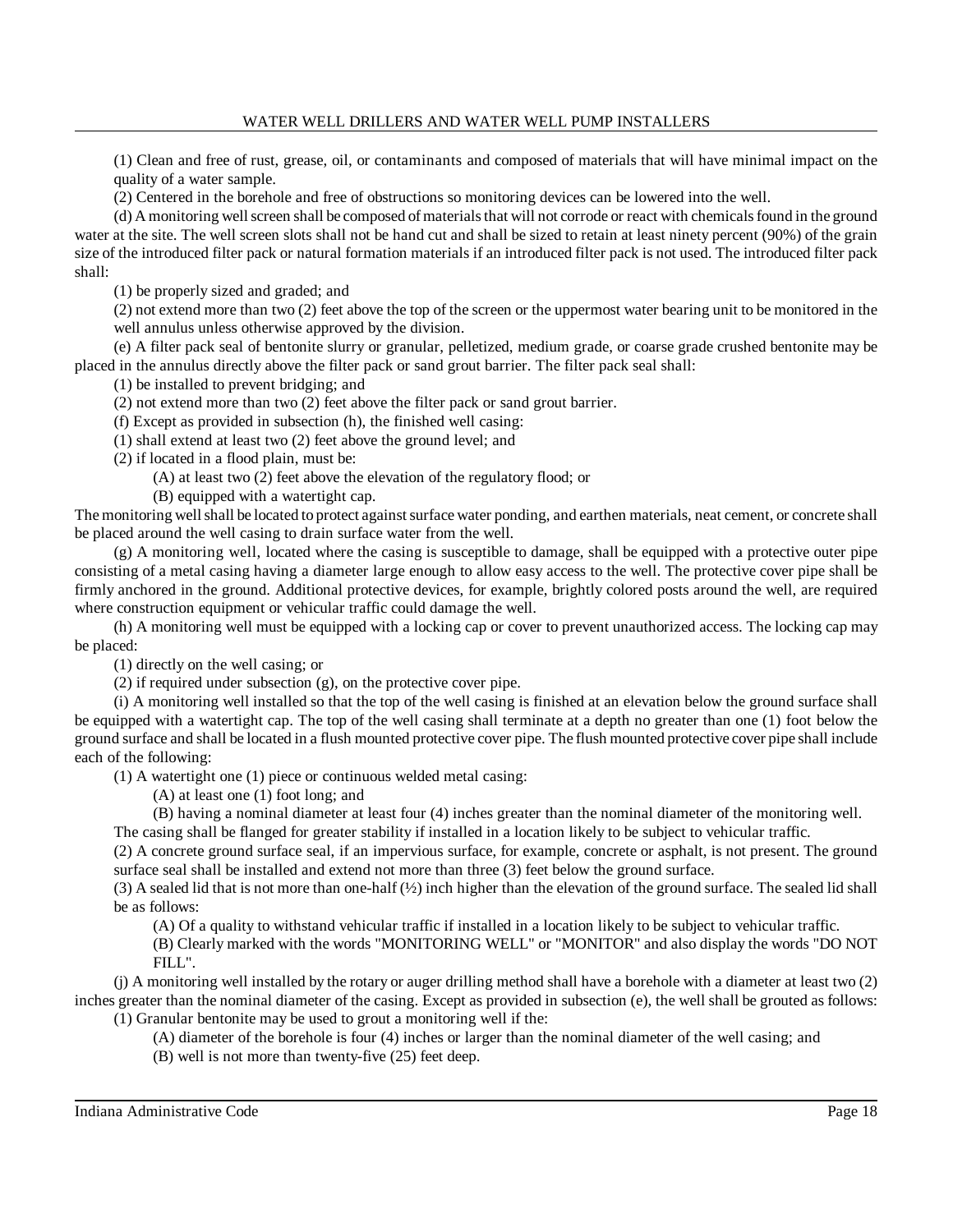(1) Clean and free of rust, grease, oil, or contaminants and composed of materials that will have minimal impact on the quality of a water sample.

(2) Centered in the borehole and free of obstructions so monitoring devices can be lowered into the well.

(d) A monitoring well screen shall be composed of materials that will not corrode or react with chemicals found in the ground water at the site. The well screen slots shall not be hand cut and shall be sized to retain at least ninety percent (90%) of the grain size of the introduced filter pack or natural formation materials if an introduced filter pack is not used. The introduced filter pack shall:

(1) be properly sized and graded; and

(2) not extend more than two (2) feet above the top of the screen or the uppermost water bearing unit to be monitored in the well annulus unless otherwise approved by the division.

(e) A filter pack seal of bentonite slurry or granular, pelletized, medium grade, or coarse grade crushed bentonite may be placed in the annulus directly above the filter pack or sand grout barrier. The filter pack seal shall:

(1) be installed to prevent bridging; and

(2) not extend more than two (2) feet above the filter pack or sand grout barrier.

(f) Except as provided in subsection (h), the finished well casing:

(1) shall extend at least two (2) feet above the ground level; and

(2) if located in a flood plain, must be:

(A) at least two (2) feet above the elevation of the regulatory flood; or

(B) equipped with a watertight cap.

The monitoring well shall be located to protect against surface water ponding, and earthen materials, neat cement, or concrete shall be placed around the well casing to drain surface water from the well.

(g) A monitoring well, located where the casing is susceptible to damage, shall be equipped with a protective outer pipe consisting of a metal casing having a diameter large enough to allow easy access to the well. The protective cover pipe shall be firmly anchored in the ground. Additional protective devices, for example, brightly colored posts around the well, are required where construction equipment or vehicular traffic could damage the well.

(h) A monitoring well must be equipped with a locking cap or cover to prevent unauthorized access. The locking cap may be placed:

(1) directly on the well casing; or

(2) if required under subsection (g), on the protective cover pipe.

(i) A monitoring well installed so that the top of the well casing is finished at an elevation below the ground surface shall be equipped with a watertight cap. The top of the well casing shall terminate at a depth no greater than one (1) foot below the ground surface and shall be located in a flush mounted protective cover pipe. The flush mounted protective cover pipe shall include each of the following:

(1) A watertight one (1) piece or continuous welded metal casing:

(A) at least one (1) foot long; and

(B) having a nominal diameter at least four (4) inches greater than the nominal diameter of the monitoring well.

The casing shall be flanged for greater stability if installed in a location likely to be subject to vehicular traffic.

(2) A concrete ground surface seal, if an impervious surface, for example, concrete or asphalt, is not present. The ground surface seal shall be installed and extend not more than three (3) feet below the ground surface.

(3) A sealed lid that is not more than one-half (½) inch higher than the elevation of the ground surface. The sealed lid shall be as follows:

(A) Of a quality to withstand vehicular traffic if installed in a location likely to be subject to vehicular traffic.

(B) Clearly marked with the words "MONITORING WELL" or "MONITOR" and also display the words "DO NOT FILL".

(j) A monitoring well installed by the rotary or auger drilling method shall have a borehole with a diameter at least two (2) inches greater than the nominal diameter of the casing. Except as provided in subsection (e), the well shall be grouted as follows:

(1) Granular bentonite may be used to grout a monitoring well if the:

(A) diameter of the borehole is four (4) inches or larger than the nominal diameter of the well casing; and

(B) well is not more than twenty-five (25) feet deep.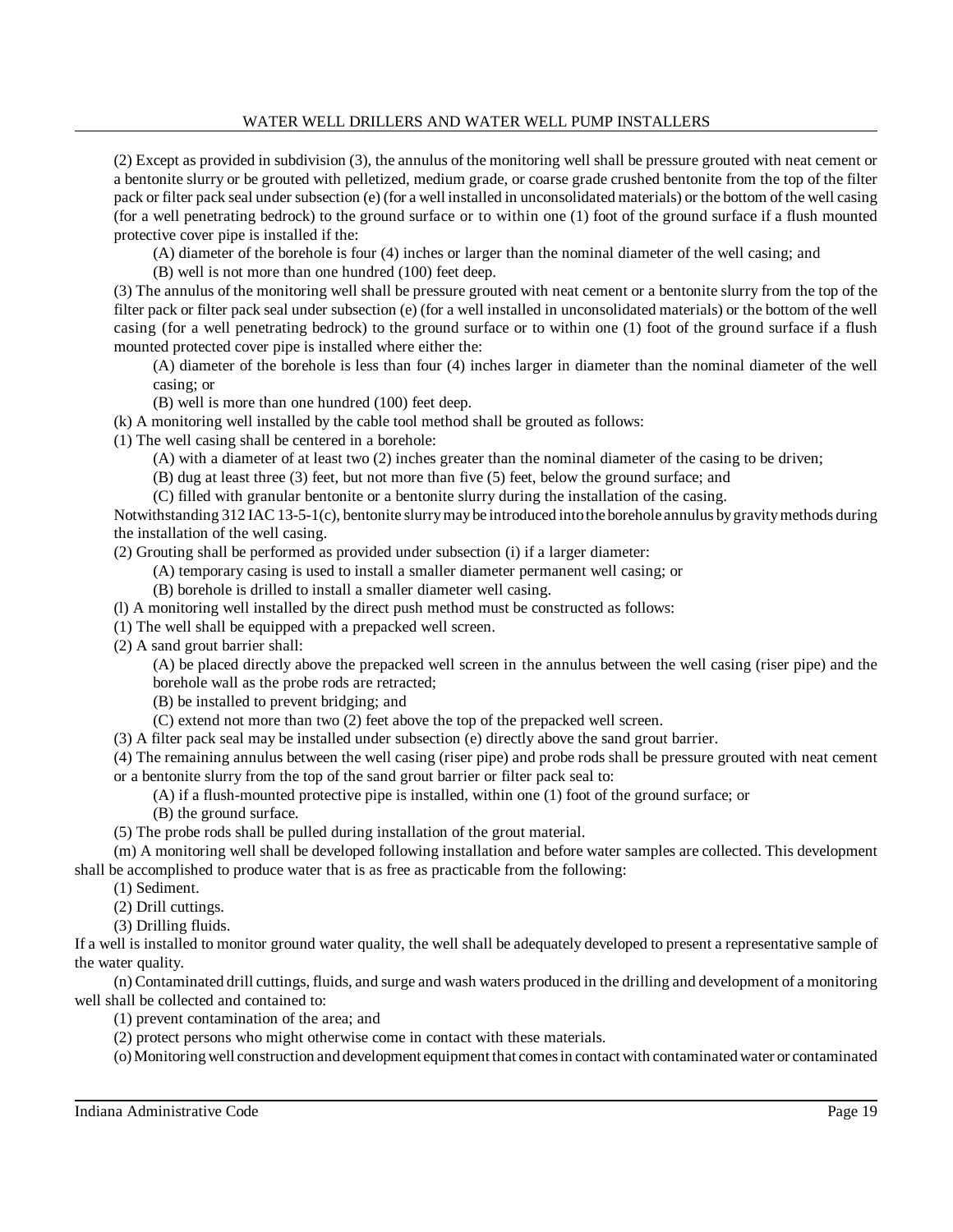(2) Except as provided in subdivision (3), the annulus of the monitoring well shall be pressure grouted with neat cement or a bentonite slurry or be grouted with pelletized, medium grade, or coarse grade crushed bentonite from the top of the filter pack or filter pack seal under subsection (e) (for a well installed in unconsolidated materials) or the bottom of the well casing (for a well penetrating bedrock) to the ground surface or to within one (1) foot of the ground surface if a flush mounted protective cover pipe is installed if the:

(A) diameter of the borehole is four (4) inches or larger than the nominal diameter of the well casing; and

(B) well is not more than one hundred (100) feet deep.

(3) The annulus of the monitoring well shall be pressure grouted with neat cement or a bentonite slurry from the top of the filter pack or filter pack seal under subsection (e) (for a well installed in unconsolidated materials) or the bottom of the well casing (for a well penetrating bedrock) to the ground surface or to within one (1) foot of the ground surface if a flush mounted protected cover pipe is installed where either the:

(A) diameter of the borehole is less than four (4) inches larger in diameter than the nominal diameter of the well casing; or

(B) well is more than one hundred (100) feet deep.

(k) A monitoring well installed by the cable tool method shall be grouted as follows:

(1) The well casing shall be centered in a borehole:

(A) with a diameter of at least two (2) inches greater than the nominal diameter of the casing to be driven;

(B) dug at least three (3) feet, but not more than five (5) feet, below the ground surface; and

(C) filled with granular bentonite or a bentonite slurry during the installation of the casing.

Notwithstanding 312 IAC 13-5-1(c), bentonite slurry may be introduced into the borehole annulus by gravity methods during the installation of the well casing.

(2) Grouting shall be performed as provided under subsection (i) if a larger diameter:

(A) temporary casing is used to install a smaller diameter permanent well casing; or

(B) borehole is drilled to install a smaller diameter well casing.

(l) A monitoring well installed by the direct push method must be constructed as follows:

(1) The well shall be equipped with a prepacked well screen.

(2) A sand grout barrier shall:

(A) be placed directly above the prepacked well screen in the annulus between the well casing (riser pipe) and the borehole wall as the probe rods are retracted;

(B) be installed to prevent bridging; and

(C) extend not more than two (2) feet above the top of the prepacked well screen.

(3) A filter pack seal may be installed under subsection (e) directly above the sand grout barrier.

(4) The remaining annulus between the well casing (riser pipe) and probe rods shall be pressure grouted with neat cement or a bentonite slurry from the top of the sand grout barrier or filter pack seal to:

(A) if a flush-mounted protective pipe is installed, within one (1) foot of the ground surface; or

(B) the ground surface.

(5) The probe rods shall be pulled during installation of the grout material.

(m) A monitoring well shall be developed following installation and before water samples are collected. This development shall be accomplished to produce water that is as free as practicable from the following:

(1) Sediment.

(2) Drill cuttings.

(3) Drilling fluids.

If a well is installed to monitor ground water quality, the well shall be adequately developed to present a representative sample of the water quality.

(n) Contaminated drill cuttings, fluids, and surge and wash waters produced in the drilling and development of a monitoring well shall be collected and contained to:

(1) prevent contamination of the area; and

(2) protect persons who might otherwise come in contact with these materials.

(o) Monitoring well construction and development equipment that comes in contact with contaminated water or contaminated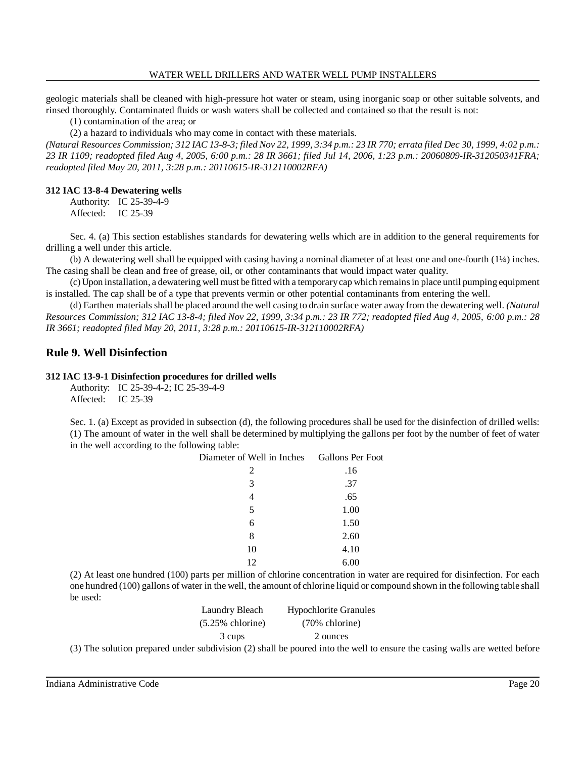geologic materials shall be cleaned with high-pressure hot water or steam, using inorganic soap or other suitable solvents, and rinsed thoroughly. Contaminated fluids or wash waters shall be collected and contained so that the result is not:

(1) contamination of the area; or

(2) a hazard to individuals who may come in contact with these materials.

*(Natural Resources Commission; 312 IAC 13-8-3; filed Nov 22, 1999, 3:34 p.m.: 23 IR 770; errata filed Dec 30, 1999, 4:02 p.m.: 23 IR 1109; readopted filed Aug 4, 2005, 6:00 p.m.: 28 IR 3661; filed Jul 14, 2006, 1:23 p.m.: 20060809-IR-312050341FRA; readopted filed May 20, 2011, 3:28 p.m.: 20110615-IR-312110002RFA)*

**312 IAC 13-8-4 Dewatering wells**

Authority: IC 25-39-4-9
Affected: IC 25-39

Sec. 4. (a) This section establishes standards for dewatering wells which are in addition to the general requirements for drilling a well under this article.

(b) A dewatering well shall be equipped with casing having a nominal diameter of at least one and one-fourth (1¼) inches. The casing shall be clean and free of grease, oil, or other contaminants that would impact water quality.

(c) Upon installation, a dewatering well must be fitted with a temporary cap which remains in place until pumping equipment is installed. The cap shall be of a type that prevents vermin or other potential contaminants from entering the well.

(d) Earthen materials shall be placed around the well casing to drain surface water away from the dewatering well. *(Natural Resources Commission; 312 IAC 13-8-4; filed Nov 22, 1999, 3:34 p.m.: 23 IR 772; readopted filed Aug 4, 2005, 6:00 p.m.: 28 IR 3661; readopted filed May 20, 2011, 3:28 p.m.: 20110615-IR-312110002RFA)*

## Rule 9. Well Disinfection

**312 IAC 13-9-1 Disinfection procedures for drilled wells**

Authority: IC 25-39-4-2; IC 25-39-4-9
Affected: IC 25-39

Sec. 1. (a) Except as provided in subsection (d), the following procedures shall be used for the disinfection of drilled wells:

(1) The amount of water in the well shall be determined by multiplying the gallons per foot by the number of feet of water in the well according to the following table:

| Diameter of Well in Inches | Gallons Per Foot |
|---|---|
| 2 | .16 |
| 3 | .37 |
| 4 | .65 |
| 5 | 1.00 |
| 6 | 1.50 |
| 8 | 2.60 |
| 10 | 4.10 |
| 12 | 6.00 |

(2) At least one hundred (100) parts per million of chlorine concentration in water are required for disinfection. For each one hundred (100) gallons of water in the well, the amount of chlorine liquid or compound shown in the following table shall be used:

| Laundry Bleach (5.25% chlorine) | Hypochlorite Granules (70% chlorine) |
|---|---|
| 3 cups | 2 ounces |

(3) The solution prepared under subdivision (2) shall be poured into the well to ensure the casing walls are wetted before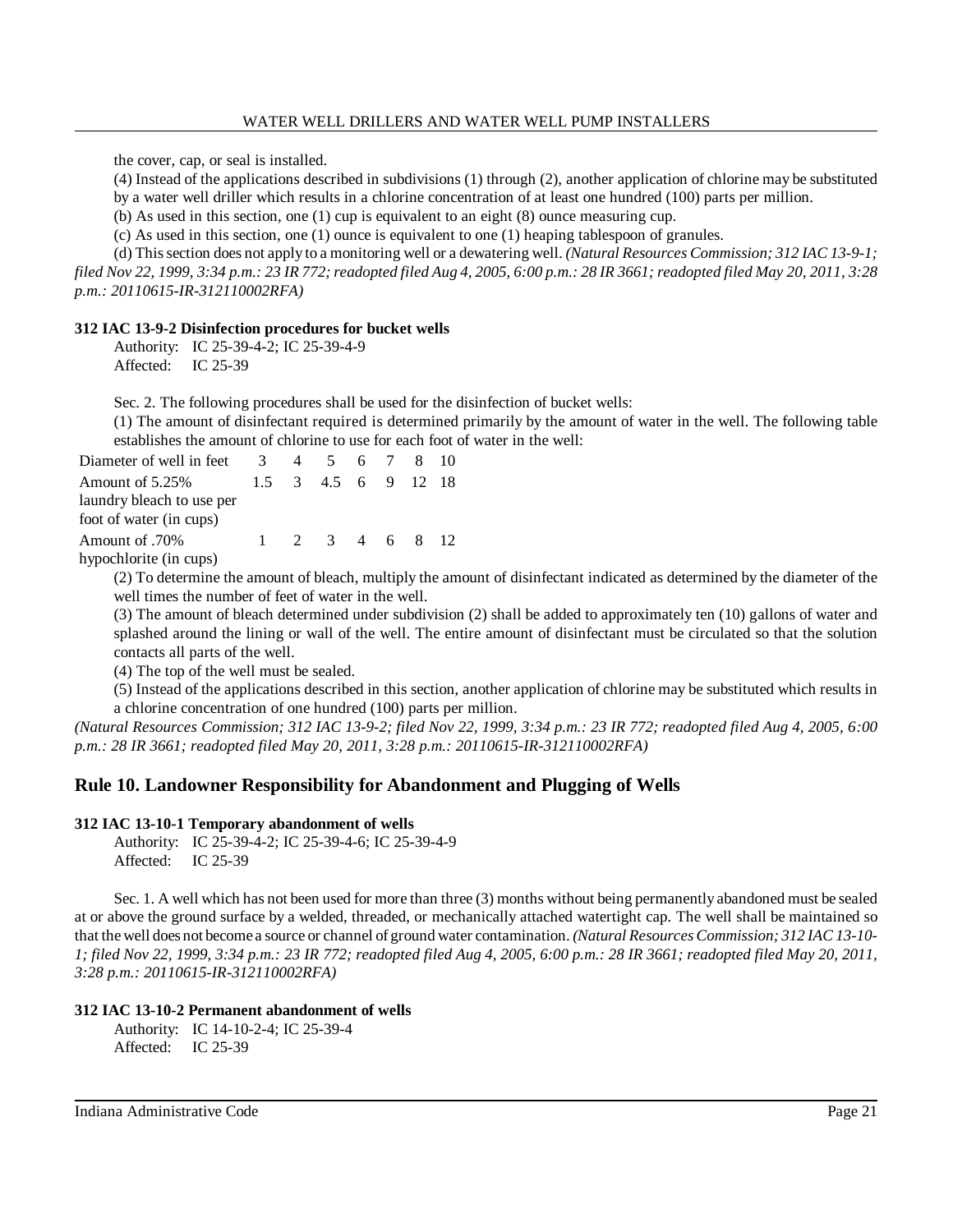the cover, cap, or seal is installed.

(4) Instead of the applications described in subdivisions (1) through (2), another application of chlorine may be substituted by a water well driller which results in a chlorine concentration of at least one hundred (100) parts per million.

(b) As used in this section, one (1) cup is equivalent to an eight (8) ounce measuring cup.

(c) As used in this section, one (1) ounce is equivalent to one (1) heaping tablespoon of granules.

(d) This section does not apply to a monitoring well or a dewatering well. *(Natural Resources Commission; 312 IAC 13-9-1; filed Nov 22, 1999, 3:34 p.m.: 23 IR 772; readopted filed Aug 4, 2005, 6:00 p.m.: 28 IR 3661; readopted filed May 20, 2011, 3:28 p.m.: 20110615-IR-312110002RFA)*

**312 IAC 13-9-2 Disinfection procedures for bucket wells**

Authority: IC 25-39-4-2; IC 25-39-4-9
Affected: IC 25-39

Sec. 2. The following procedures shall be used for the disinfection of bucket wells:

(1) The amount of disinfectant required is determined primarily by the amount of water in the well. The following table establishes the amount of chlorine to use for each foot of water in the well:

| Diameter of well in feet | 3 | 4 | 5 | 6 | 7 | 8 | 10 |
|---|---|---|---|---|---|---|---|
| Amount of 5.25% laundry bleach to use per foot of water (in cups) | 1.5 | 3 | 4.5 | 6 | 9 | 12 | 18 |
| Amount of .70% hypochlorite (in cups) | 1 | 2 | 3 | 4 | 6 | 8 | 12 |

(2) To determine the amount of bleach, multiply the amount of disinfectant indicated as determined by the diameter of the well times the number of feet of water in the well.

(3) The amount of bleach determined under subdivision (2) shall be added to approximately ten (10) gallons of water and splashed around the lining or wall of the well. The entire amount of disinfectant must be circulated so that the solution contacts all parts of the well.

(4) The top of the well must be sealed.

(5) Instead of the applications described in this section, another application of chlorine may be substituted which results in a chlorine concentration of one hundred (100) parts per million.

*(Natural Resources Commission; 312 IAC 13-9-2; filed Nov 22, 1999, 3:34 p.m.: 23 IR 772; readopted filed Aug 4, 2005, 6:00 p.m.: 28 IR 3661; readopted filed May 20, 2011, 3:28 p.m.: 20110615-IR-312110002RFA)*

## Rule 10. Landowner Responsibility for Abandonment and Plugging of Wells

**312 IAC 13-10-1 Temporary abandonment of wells**

Authority: IC 25-39-4-2; IC 25-39-4-6; IC 25-39-4-9
Affected: IC 25-39

Sec. 1. A well which has not been used for more than three (3) months without being permanently abandoned must be sealed at or above the ground surface by a welded, threaded, or mechanically attached watertight cap. The well shall be maintained so that the well does not become a source or channel of ground water contamination. *(Natural Resources Commission; 312 IAC 13-10-1; filed Nov 22, 1999, 3:34 p.m.: 23 IR 772; readopted filed Aug 4, 2005, 6:00 p.m.: 28 IR 3661; readopted filed May 20, 2011, 3:28 p.m.: 20110615-IR-312110002RFA)*

**312 IAC 13-10-2 Permanent abandonment of wells**

Authority: IC 14-10-2-4; IC 25-39-4
Affected: IC 25-39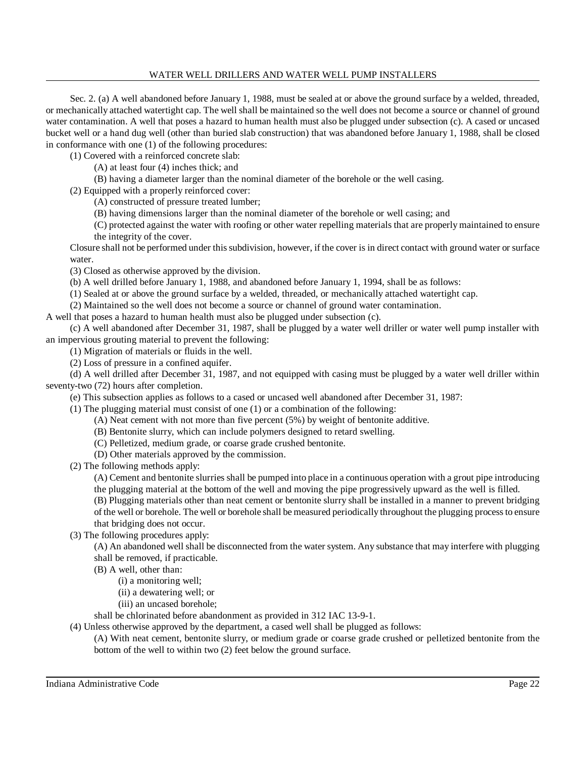Sec. 2. (a) A well abandoned before January 1, 1988, must be sealed at or above the ground surface by a welded, threaded, or mechanically attached watertight cap. The well shall be maintained so the well does not become a source or channel of ground water contamination. A well that poses a hazard to human health must also be plugged under subsection (c). A cased or uncased bucket well or a hand dug well (other than buried slab construction) that was abandoned before January 1, 1988, shall be closed in conformance with one (1) of the following procedures:

(1) Covered with a reinforced concrete slab:

(A) at least four (4) inches thick; and

(B) having a diameter larger than the nominal diameter of the borehole or the well casing.

(2) Equipped with a properly reinforced cover:

(A) constructed of pressure treated lumber;

(B) having dimensions larger than the nominal diameter of the borehole or well casing; and

(C) protected against the water with roofing or other water repelling materials that are properly maintained to ensure the integrity of the cover.

Closure shall not be performed under this subdivision, however, if the cover is in direct contact with ground water or surface water.

(3) Closed as otherwise approved by the division.

(b) A well drilled before January 1, 1988, and abandoned before January 1, 1994, shall be as follows:

(1) Sealed at or above the ground surface by a welded, threaded, or mechanically attached watertight cap.

(2) Maintained so the well does not become a source or channel of ground water contamination.

A well that poses a hazard to human health must also be plugged under subsection (c).

(c) A well abandoned after December 31, 1987, shall be plugged by a water well driller or water well pump installer with an impervious grouting material to prevent the following:

(1) Migration of materials or fluids in the well.

(2) Loss of pressure in a confined aquifer.

(d) A well drilled after December 31, 1987, and not equipped with casing must be plugged by a water well driller within seventy-two (72) hours after completion.

(e) This subsection applies as follows to a cased or uncased well abandoned after December 31, 1987:

(1) The plugging material must consist of one (1) or a combination of the following:

(A) Neat cement with not more than five percent (5%) by weight of bentonite additive.

(B) Bentonite slurry, which can include polymers designed to retard swelling.

(C) Pelletized, medium grade, or coarse grade crushed bentonite.

(D) Other materials approved by the commission.

(2) The following methods apply:

(A) Cement and bentonite slurries shall be pumped into place in a continuous operation with a grout pipe introducing the plugging material at the bottom of the well and moving the pipe progressively upward as the well is filled.

(B) Plugging materials other than neat cement or bentonite slurry shall be installed in a manner to prevent bridging of the well or borehole. The well or borehole shall be measured periodically throughout the plugging process to ensure that bridging does not occur.

(3) The following procedures apply:

(A) An abandoned well shall be disconnected from the water system. Any substance that may interfere with plugging shall be removed, if practicable.

(B) A well, other than:

(i) a monitoring well;

(ii) a dewatering well; or

(iii) an uncased borehole;

shall be chlorinated before abandonment as provided in 312 IAC 13-9-1.

(4) Unless otherwise approved by the department, a cased well shall be plugged as follows:

(A) With neat cement, bentonite slurry, or medium grade or coarse grade crushed or pelletized bentonite from the bottom of the well to within two (2) feet below the ground surface.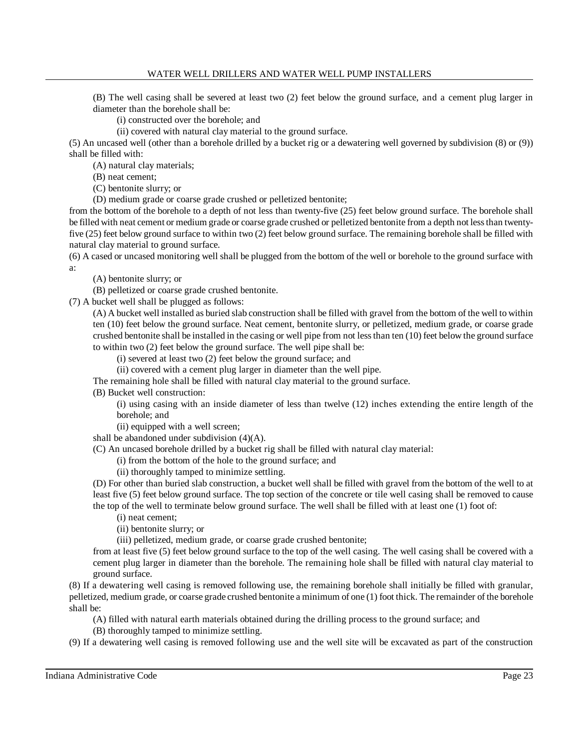(B) The well casing shall be severed at least two (2) feet below the ground surface, and a cement plug larger in diameter than the borehole shall be:

(i) constructed over the borehole; and

(ii) covered with natural clay material to the ground surface.

(5) An uncased well (other than a borehole drilled by a bucket rig or a dewatering well governed by subdivision (8) or (9)) shall be filled with:

(A) natural clay materials;

(B) neat cement;

(C) bentonite slurry; or

(D) medium grade or coarse grade crushed or pelletized bentonite;

from the bottom of the borehole to a depth of not less than twenty-five (25) feet below ground surface. The borehole shall be filled with neat cement or medium grade or coarse grade crushed or pelletized bentonite from a depth not less than twenty-five (25) feet below ground surface to within two (2) feet below ground surface. The remaining borehole shall be filled with natural clay material to ground surface.

(6) A cased or uncased monitoring well shall be plugged from the bottom of the well or borehole to the ground surface with a:

(A) bentonite slurry; or

(B) pelletized or coarse grade crushed bentonite.

(7) A bucket well shall be plugged as follows:

(A) A bucket well installed as buried slab construction shall be filled with gravel from the bottom of the well to within ten (10) feet below the ground surface. Neat cement, bentonite slurry, or pelletized, medium grade, or coarse grade crushed bentonite shall be installed in the casing or well pipe from not less than ten (10) feet below the ground surface to within two (2) feet below the ground surface. The well pipe shall be:

(i) severed at least two (2) feet below the ground surface; and

(ii) covered with a cement plug larger in diameter than the well pipe.

The remaining hole shall be filled with natural clay material to the ground surface.

(B) Bucket well construction:

(i) using casing with an inside diameter of less than twelve (12) inches extending the entire length of the borehole; and

(ii) equipped with a well screen;

shall be abandoned under subdivision (4)(A).

(C) An uncased borehole drilled by a bucket rig shall be filled with natural clay material:

(i) from the bottom of the hole to the ground surface; and

(ii) thoroughly tamped to minimize settling.

(D) For other than buried slab construction, a bucket well shall be filled with gravel from the bottom of the well to at least five (5) feet below ground surface. The top section of the concrete or tile well casing shall be removed to cause the top of the well to terminate below ground surface. The well shall be filled with at least one (1) foot of:

(i) neat cement;

(ii) bentonite slurry; or

(iii) pelletized, medium grade, or coarse grade crushed bentonite;

from at least five (5) feet below ground surface to the top of the well casing. The well casing shall be covered with a cement plug larger in diameter than the borehole. The remaining hole shall be filled with natural clay material to ground surface.

(8) If a dewatering well casing is removed following use, the remaining borehole shall initially be filled with granular, pelletized, medium grade, or coarse grade crushed bentonite a minimum of one (1) foot thick. The remainder of the borehole shall be:

(A) filled with natural earth materials obtained during the drilling process to the ground surface; and

(B) thoroughly tamped to minimize settling.

(9) If a dewatering well casing is removed following use and the well site will be excavated as part of the construction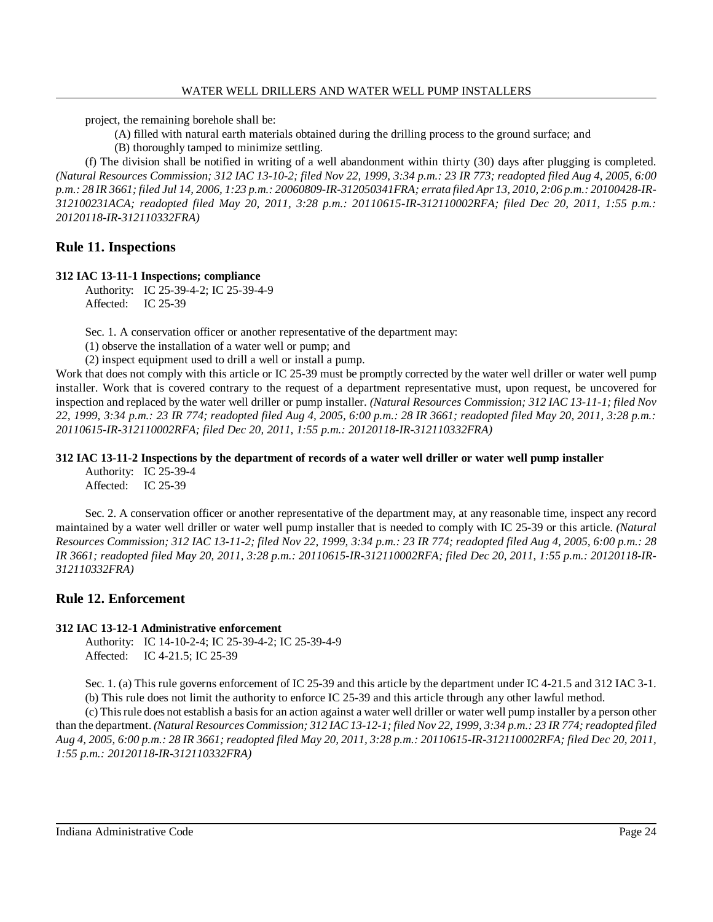project, the remaining borehole shall be:

(A) filled with natural earth materials obtained during the drilling process to the ground surface; and

(B) thoroughly tamped to minimize settling.

(f) The division shall be notified in writing of a well abandonment within thirty (30) days after plugging is completed. *(Natural Resources Commission; 312 IAC 13-10-2; filed Nov 22, 1999, 3:34 p.m.: 23 IR 773; readopted filed Aug 4, 2005, 6:00 p.m.: 28 IR 3661; filed Jul 14, 2006, 1:23 p.m.: 20060809-IR-312050341FRA; errata filed Apr 13, 2010, 2:06 p.m.: 20100428-IR-312100231ACA; readopted filed May 20, 2011, 3:28 p.m.: 20110615-IR-312110002RFA; filed Dec 20, 2011, 1:55 p.m.: 20120118-IR-312110332FRA)*

## Rule 11. Inspections

### 312 IAC 13-11-1 Inspections; compliance

Authority: IC 25-39-4-2; IC 25-39-4-9
Affected: IC 25-39

Sec. 1. A conservation officer or another representative of the department may:

(1) observe the installation of a water well or pump; and

(2) inspect equipment used to drill a well or install a pump.

Work that does not comply with this article or IC 25-39 must be promptly corrected by the water well driller or water well pump installer. Work that is covered contrary to the request of a department representative must, upon request, be uncovered for inspection and replaced by the water well driller or pump installer. *(Natural Resources Commission; 312 IAC 13-11-1; filed Nov 22, 1999, 3:34 p.m.: 23 IR 774; readopted filed Aug 4, 2005, 6:00 p.m.: 28 IR 3661; readopted filed May 20, 2011, 3:28 p.m.: 20110615-IR-312110002RFA; filed Dec 20, 2011, 1:55 p.m.: 20120118-IR-312110332FRA)*

### 312 IAC 13-11-2 Inspections by the department of records of a water well driller or water well pump installer

Authority: IC 25-39-4
Affected: IC 25-39

Sec. 2. A conservation officer or another representative of the department may, at any reasonable time, inspect any record maintained by a water well driller or water well pump installer that is needed to comply with IC 25-39 or this article. *(Natural Resources Commission; 312 IAC 13-11-2; filed Nov 22, 1999, 3:34 p.m.: 23 IR 774; readopted filed Aug 4, 2005, 6:00 p.m.: 28 IR 3661; readopted filed May 20, 2011, 3:28 p.m.: 20110615-IR-312110002RFA; filed Dec 20, 2011, 1:55 p.m.: 20120118-IR-312110332FRA)*

## Rule 12. Enforcement

### 312 IAC 13-12-1 Administrative enforcement

Authority: IC 14-10-2-4; IC 25-39-4-2; IC 25-39-4-9
Affected: IC 4-21.5; IC 25-39

Sec. 1. (a) This rule governs enforcement of IC 25-39 and this article by the department under IC 4-21.5 and 312 IAC 3-1.

(b) This rule does not limit the authority to enforce IC 25-39 and this article through any other lawful method.

(c) This rule does not establish a basis for an action against a water well driller or water well pump installer by a person other than the department. *(Natural Resources Commission; 312 IAC 13-12-1; filed Nov 22, 1999, 3:34 p.m.: 23 IR 774; readopted filed Aug 4, 2005, 6:00 p.m.: 28 IR 3661; readopted filed May 20, 2011, 3:28 p.m.: 20110615-IR-312110002RFA; filed Dec 20, 2011, 1:55 p.m.: 20120118-IR-312110332FRA)*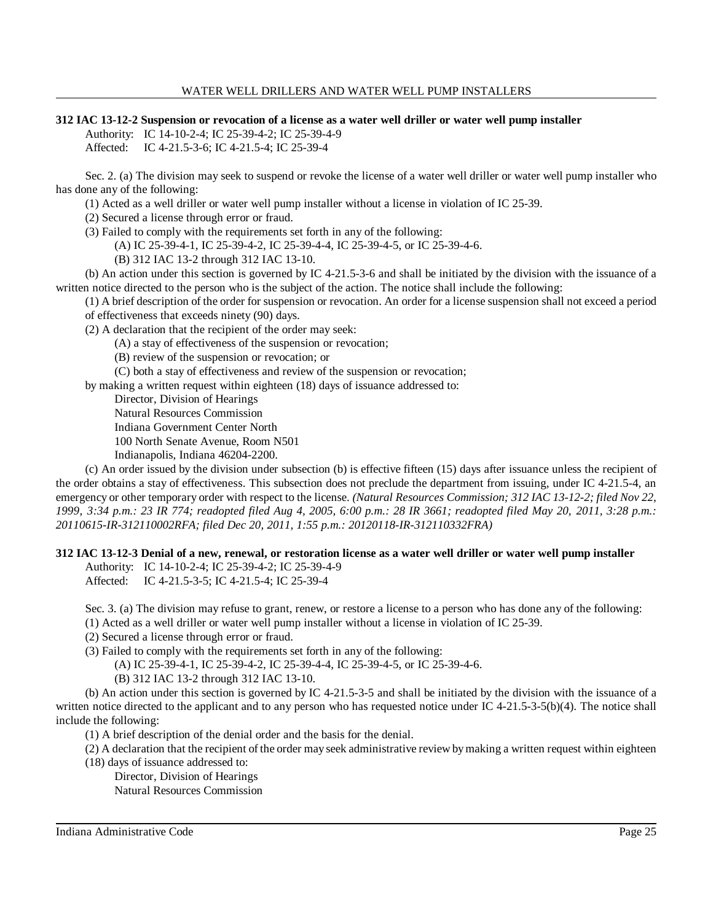**312 IAC 13-12-2 Suspension or revocation of a license as a water well driller or water well pump installer**

Authority: IC 14-10-2-4; IC 25-39-4-2; IC 25-39-4-9

Affected: IC 4-21.5-3-6; IC 4-21.5-4; IC 25-39-4

Sec. 2. (a) The division may seek to suspend or revoke the license of a water well driller or water well pump installer who has done any of the following:

(1) Acted as a well driller or water well pump installer without a license in violation of IC 25-39.

(2) Secured a license through error or fraud.

(3) Failed to comply with the requirements set forth in any of the following:

(A) IC 25-39-4-1, IC 25-39-4-2, IC 25-39-4-4, IC 25-39-4-5, or IC 25-39-4-6.

(B) 312 IAC 13-2 through 312 IAC 13-10.

(b) An action under this section is governed by IC 4-21.5-3-6 and shall be initiated by the division with the issuance of a written notice directed to the person who is the subject of the action. The notice shall include the following:

(1) A brief description of the order for suspension or revocation. An order for a license suspension shall not exceed a period of effectiveness that exceeds ninety (90) days.

(2) A declaration that the recipient of the order may seek:

(A) a stay of effectiveness of the suspension or revocation;

(B) review of the suspension or revocation; or

(C) both a stay of effectiveness and review of the suspension or revocation;

by making a written request within eighteen (18) days of issuance addressed to:

Director, Division of Hearings
Natural Resources Commission
Indiana Government Center North
100 North Senate Avenue, Room N501
Indianapolis, Indiana 46204-2200.

(c) An order issued by the division under subsection (b) is effective fifteen (15) days after issuance unless the recipient of the order obtains a stay of effectiveness. This subsection does not preclude the department from issuing, under IC 4-21.5-4, an emergency or other temporary order with respect to the license. *(Natural Resources Commission; 312 IAC 13-12-2; filed Nov 22, 1999, 3:34 p.m.: 23 IR 774; readopted filed Aug 4, 2005, 6:00 p.m.: 28 IR 3661; readopted filed May 20, 2011, 3:28 p.m.: 20110615-IR-312110002RFA; filed Dec 20, 2011, 1:55 p.m.: 20120118-IR-312110332FRA)*

**312 IAC 13-12-3 Denial of a new, renewal, or restoration license as a water well driller or water well pump installer**

Authority: IC 14-10-2-4; IC 25-39-4-2; IC 25-39-4-9

Affected: IC 4-21.5-3-5; IC 4-21.5-4; IC 25-39-4

Sec. 3. (a) The division may refuse to grant, renew, or restore a license to a person who has done any of the following:

(1) Acted as a well driller or water well pump installer without a license in violation of IC 25-39.

(2) Secured a license through error or fraud.

(3) Failed to comply with the requirements set forth in any of the following:

(A) IC 25-39-4-1, IC 25-39-4-2, IC 25-39-4-4, IC 25-39-4-5, or IC 25-39-4-6.

(B) 312 IAC 13-2 through 312 IAC 13-10.

(b) An action under this section is governed by IC 4-21.5-3-5 and shall be initiated by the division with the issuance of a written notice directed to the applicant and to any person who has requested notice under IC 4-21.5-3-5(b)(4). The notice shall include the following:

(1) A brief description of the denial order and the basis for the denial.

(2) A declaration that the recipient of the order may seek administrative review by making a written request within eighteen (18) days of issuance addressed to:

Director, Division of Hearings
Natural Resources Commission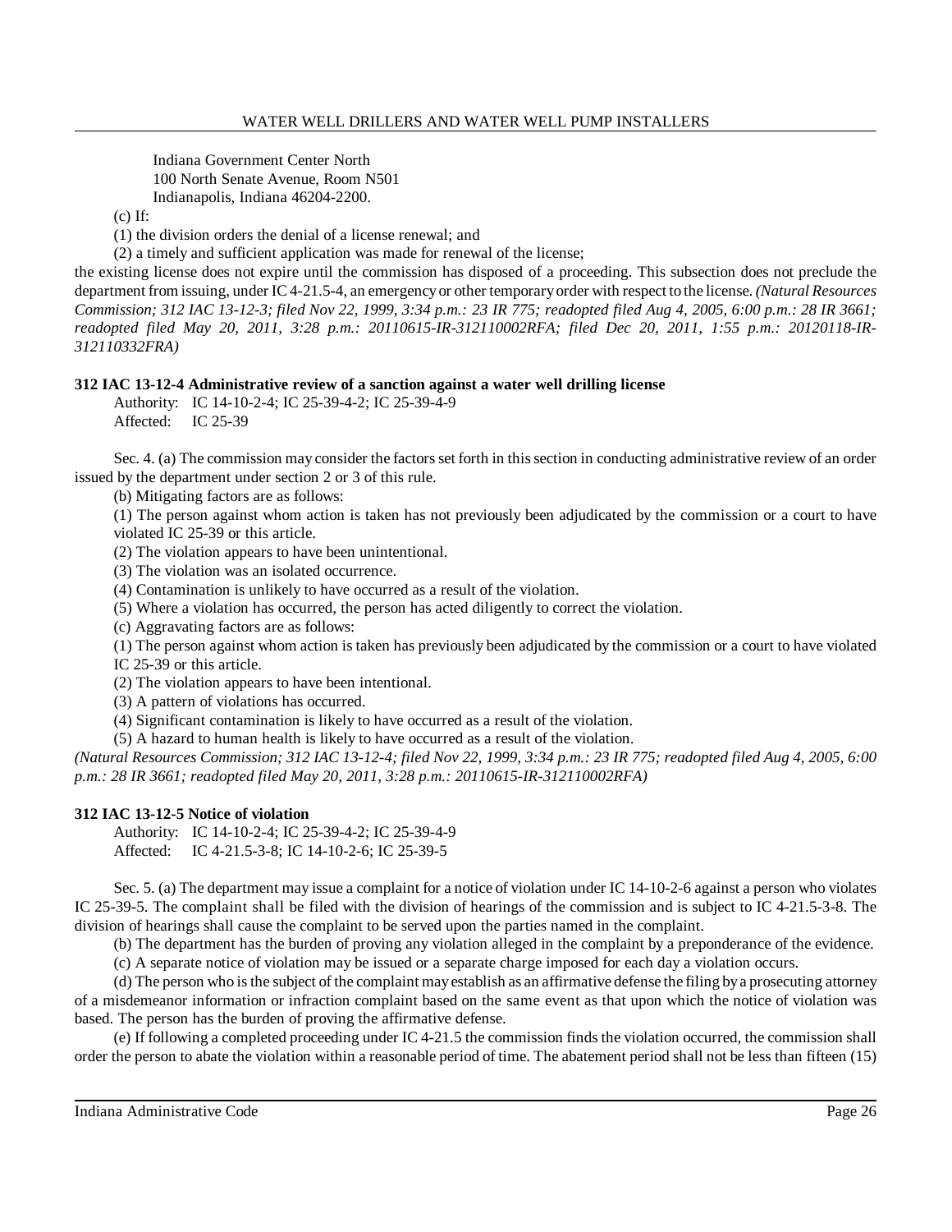Indiana Government Center North
100 North Senate Avenue, Room N501
Indianapolis, Indiana 46204-2200.

(c) If:

(1) the division orders the denial of a license renewal; and

(2) a timely and sufficient application was made for renewal of the license;

the existing license does not expire until the commission has disposed of a proceeding. This subsection does not preclude the department from issuing, under IC 4-21.5-4, an emergency or other temporary order with respect to the license. *(Natural Resources Commission; 312 IAC 13-12-3; filed Nov 22, 1999, 3:34 p.m.: 23 IR 775; readopted filed Aug 4, 2005, 6:00 p.m.: 28 IR 3661; readopted filed May 20, 2011, 3:28 p.m.: 20110615-IR-312110002RFA; filed Dec 20, 2011, 1:55 p.m.: 20120118-IR-312110332FRA)*

**312 IAC 13-12-4 Administrative review of a sanction against a water well drilling license**

Authority: IC 14-10-2-4; IC 25-39-4-2; IC 25-39-4-9
Affected: IC 25-39

Sec. 4. (a) The commission may consider the factors set forth in this section in conducting administrative review of an order issued by the department under section 2 or 3 of this rule.

(b) Mitigating factors are as follows:

(1) The person against whom action is taken has not previously been adjudicated by the commission or a court to have violated IC 25-39 or this article.

(2) The violation appears to have been unintentional.

(3) The violation was an isolated occurrence.

(4) Contamination is unlikely to have occurred as a result of the violation.

(5) Where a violation has occurred, the person has acted diligently to correct the violation.

(c) Aggravating factors are as follows:

(1) The person against whom action is taken has previously been adjudicated by the commission or a court to have violated IC 25-39 or this article.

(2) The violation appears to have been intentional.

(3) A pattern of violations has occurred.

(4) Significant contamination is likely to have occurred as a result of the violation.

(5) A hazard to human health is likely to have occurred as a result of the violation.

*(Natural Resources Commission; 312 IAC 13-12-4; filed Nov 22, 1999, 3:34 p.m.: 23 IR 775; readopted filed Aug 4, 2005, 6:00 p.m.: 28 IR 3661; readopted filed May 20, 2011, 3:28 p.m.: 20110615-IR-312110002RFA)*

**312 IAC 13-12-5 Notice of violation**

Authority: IC 14-10-2-4; IC 25-39-4-2; IC 25-39-4-9
Affected: IC 4-21.5-3-8; IC 14-10-2-6; IC 25-39-5

Sec. 5. (a) The department may issue a complaint for a notice of violation under IC 14-10-2-6 against a person who violates IC 25-39-5. The complaint shall be filed with the division of hearings of the commission and is subject to IC 4-21.5-3-8. The division of hearings shall cause the complaint to be served upon the parties named in the complaint.

(b) The department has the burden of proving any violation alleged in the complaint by a preponderance of the evidence.

(c) A separate notice of violation may be issued or a separate charge imposed for each day a violation occurs.

(d) The person who is the subject of the complaint may establish as an affirmative defense the filing by a prosecuting attorney of a misdemeanor information or infraction complaint based on the same event as that upon which the notice of violation was based. The person has the burden of proving the affirmative defense.

(e) If following a completed proceeding under IC 4-21.5 the commission finds the violation occurred, the commission shall order the person to abate the violation within a reasonable period of time. The abatement period shall not be less than fifteen (15)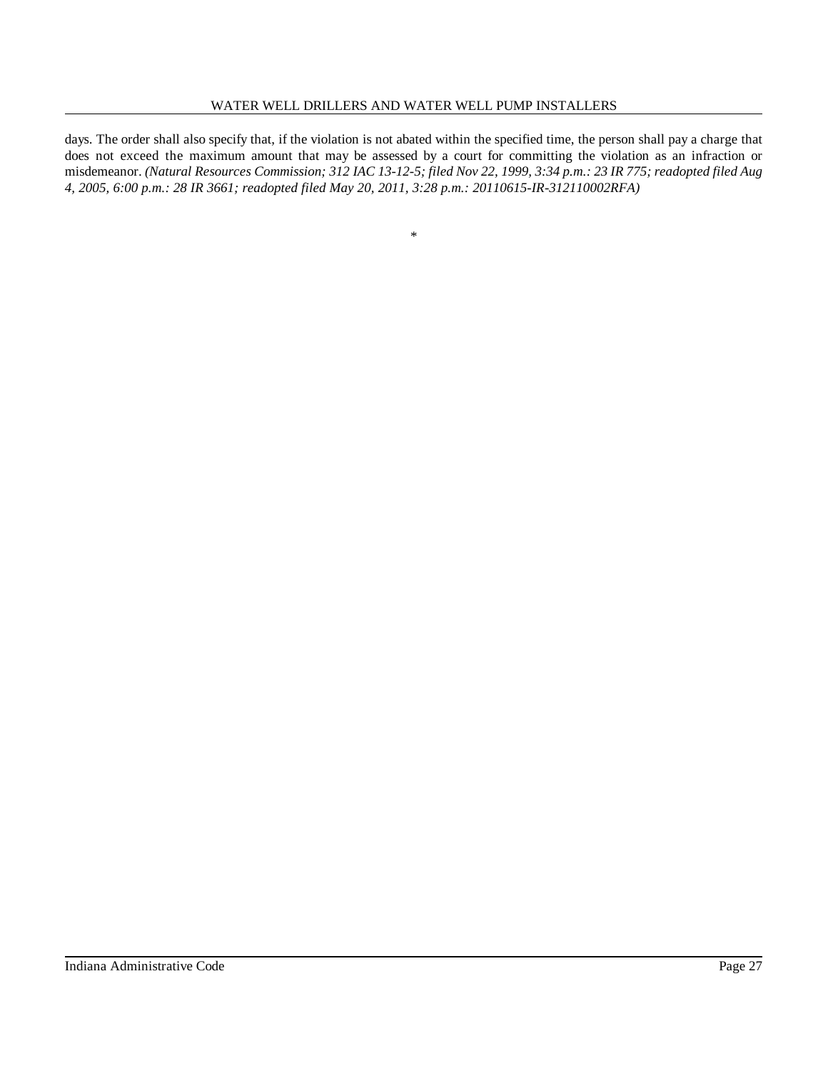days. The order shall also specify that, if the violation is not abated within the specified time, the person shall pay a charge that does not exceed the maximum amount that may be assessed by a court for committing the violation as an infraction or misdemeanor. *(Natural Resources Commission; 312 IAC 13-12-5; filed Nov 22, 1999, 3:34 p.m.: 23 IR 775; readopted filed Aug 4, 2005, 6:00 p.m.: 28 IR 3661; readopted filed May 20, 2011, 3:28 p.m.: 20110615-IR-312110002RFA)*

*